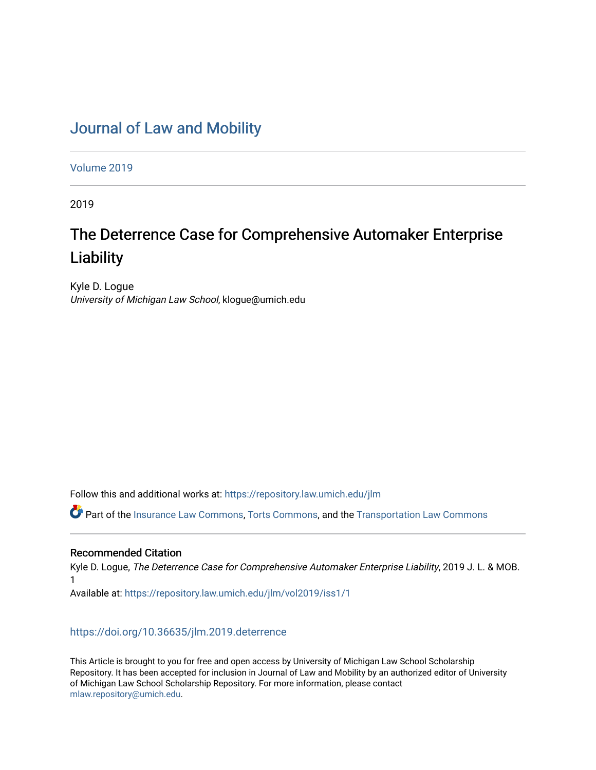# Journal of Law and Mobility

Volume 2019

2019

## The Deterrence Case for Comprehensive Automaker Enterprise Liability

Kyle D. Logue
*University of Michigan Law School*, klogue@umich.edu

Follow this and additional works at: https://repository.law.umich.edu/jlm

Part of the Insurance Law Commons, Torts Commons, and the Transportation Law Commons

### Recommended Citation

Kyle D. Logue, *The Deterrence Case for Comprehensive Automaker Enterprise Liability*, 2019 J. L. & MOB. 1

Available at: https://repository.law.umich.edu/jlm/vol2019/iss1/1

https://doi.org/10.36635/jlm.2019.deterrence

This Article is brought to you for free and open access by University of Michigan Law School Scholarship Repository. It has been accepted for inclusion in Journal of Law and Mobility by an authorized editor of University of Michigan Law School Scholarship Repository. For more information, please contact mlaw.repository@umich.edu.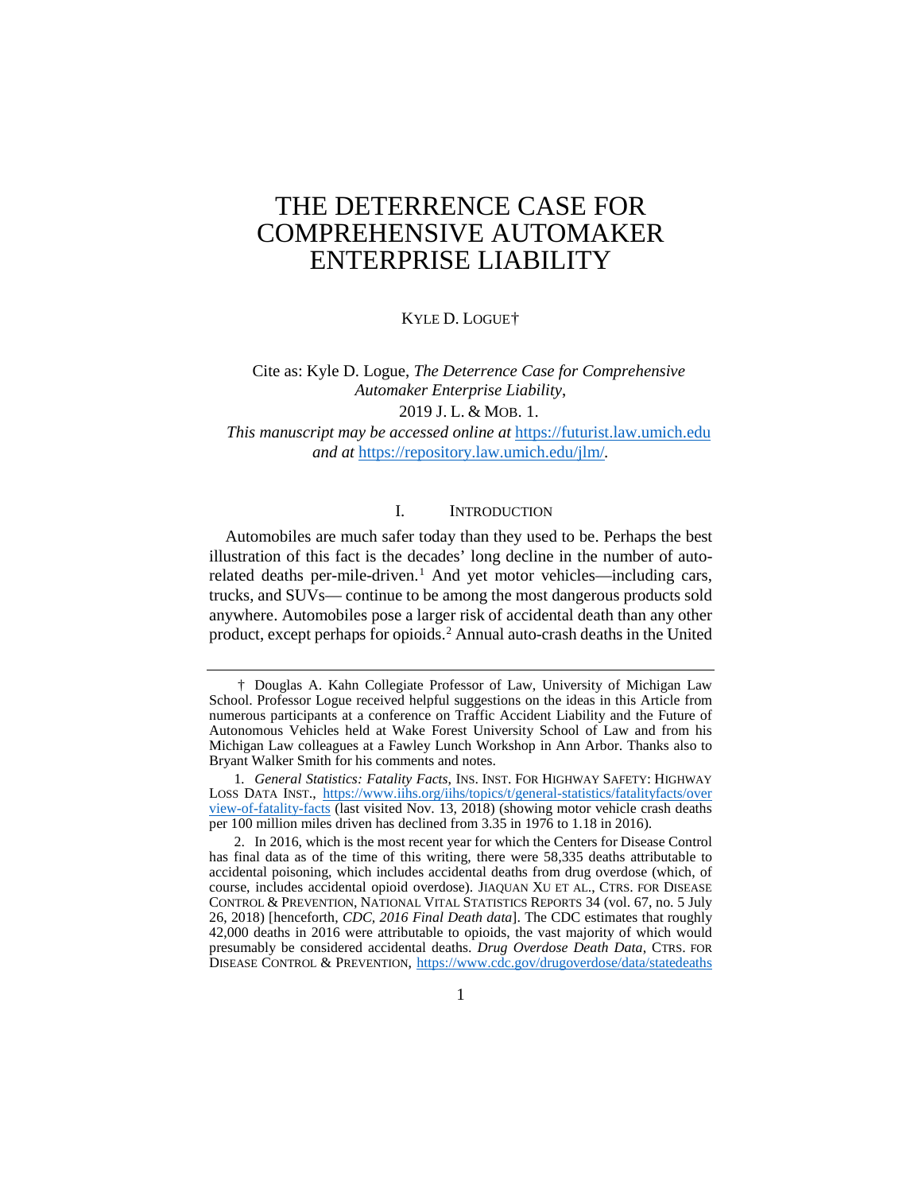# THE DETERRENCE CASE FOR COMPREHENSIVE AUTOMAKER ENTERPRISE LIABILITY

KYLE D. LOGUE†

Cite as: Kyle D. Logue, *The Deterrence Case for Comprehensive Automaker Enterprise Liability*, 2019 J. L. & MOB. 1.

*This manuscript may be accessed online at* https://futurist.law.umich.edu *and at* https://repository.law.umich.edu/jlm/.

## I. INTRODUCTION

Automobiles are much safer today than they used to be. Perhaps the best illustration of this fact is the decades' long decline in the number of auto-related deaths per-mile-driven.[1] And yet motor vehicles—including cars, trucks, and SUVs— continue to be among the most dangerous products sold anywhere. Automobiles pose a larger risk of accidental death than any other product, except perhaps for opioids.[2] Annual auto-crash deaths in the United

---

† Douglas A. Kahn Collegiate Professor of Law, University of Michigan Law School. Professor Logue received helpful suggestions on the ideas in this Article from numerous participants at a conference on Traffic Accident Liability and the Future of Autonomous Vehicles held at Wake Forest University School of Law and from his Michigan Law colleagues at a Fawley Lunch Workshop in Ann Arbor. Thanks also to Bryant Walker Smith for his comments and notes.

1. *General Statistics: Fatality Facts*, INS. INST. FOR HIGHWAY SAFETY: HIGHWAY LOSS DATA INST., https://www.iihs.org/iihs/topics/t/general-statistics/fatalityfacts/overview-of-fatality-facts (last visited Nov. 13, 2018) (showing motor vehicle crash deaths per 100 million miles driven has declined from 3.35 in 1976 to 1.18 in 2016).

2. In 2016, which is the most recent year for which the Centers for Disease Control has final data as of the time of this writing, there were 58,335 deaths attributable to accidental poisoning, which includes accidental deaths from drug overdose (which, of course, includes accidental opioid overdose). JIAQUAN XU ET AL., CTRS. FOR DISEASE CONTROL & PREVENTION, NATIONAL VITAL STATISTICS REPORTS 34 (vol. 67, no. 5 July 26, 2018) [henceforth, *CDC, 2016 Final Death data*]. The CDC estimates that roughly 42,000 deaths in 2016 were attributable to opioids, the vast majority of which would presumably be considered accidental deaths. *Drug Overdose Death Data*, CTRS. FOR DISEASE CONTROL & PREVENTION, https://www.cdc.gov/drugoverdose/data/statedeaths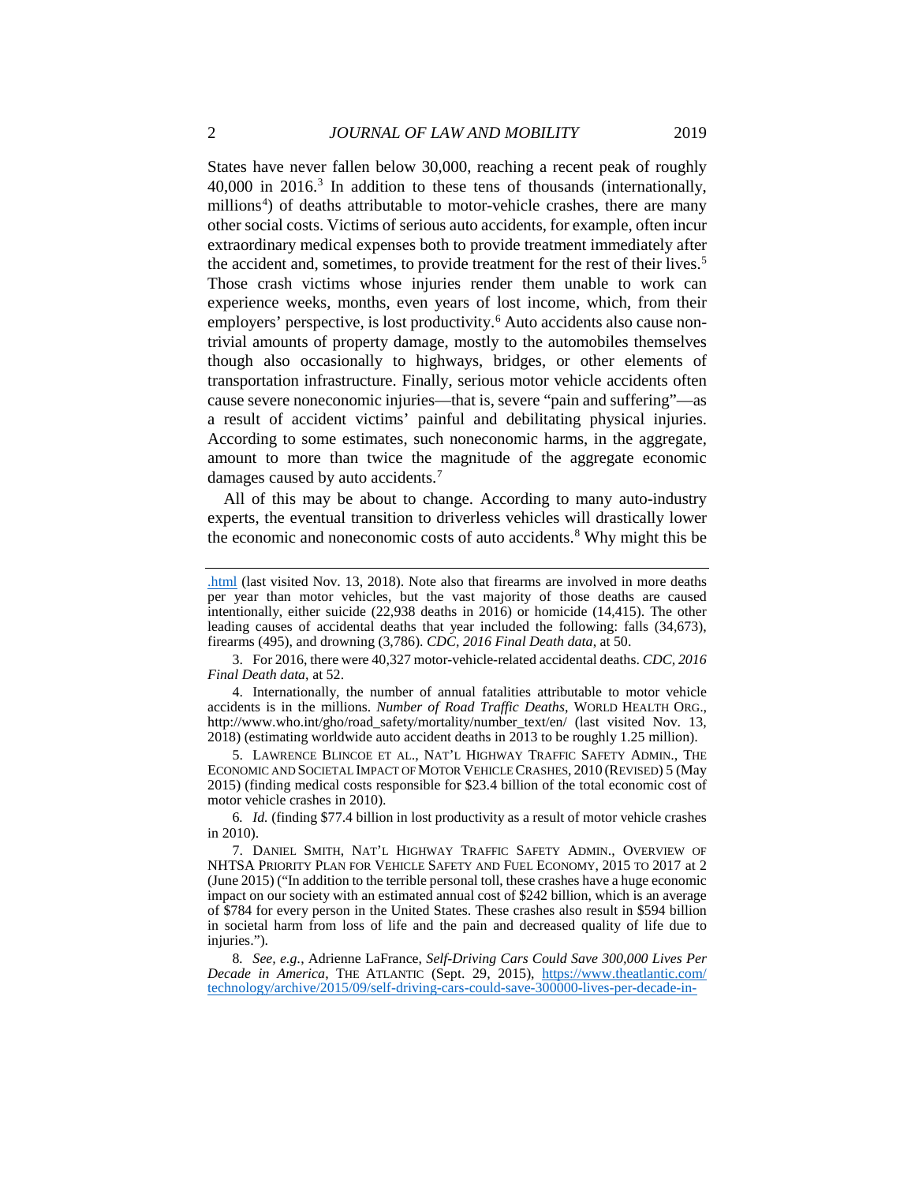States have never fallen below 30,000, reaching a recent peak of roughly 40,000 in 2016.[3] In addition to these tens of thousands (internationally, millions[4]) of deaths attributable to motor-vehicle crashes, there are many other social costs. Victims of serious auto accidents, for example, often incur extraordinary medical expenses both to provide treatment immediately after the accident and, sometimes, to provide treatment for the rest of their lives.[5] Those crash victims whose injuries render them unable to work can experience weeks, months, even years of lost income, which, from their employers' perspective, is lost productivity.[6] Auto accidents also cause non-trivial amounts of property damage, mostly to the automobiles themselves though also occasionally to highways, bridges, or other elements of transportation infrastructure. Finally, serious motor vehicle accidents often cause severe noneconomic injuries—that is, severe "pain and suffering"—as a result of accident victims' painful and debilitating physical injuries. According to some estimates, such noneconomic harms, in the aggregate, amount to more than twice the magnitude of the aggregate economic damages caused by auto accidents.[7]

All of this may be about to change. According to many auto-industry experts, the eventual transition to driverless vehicles will drastically lower the economic and noneconomic costs of auto accidents.[8] Why might this be

---

.html (last visited Nov. 13, 2018). Note also that firearms are involved in more deaths per year than motor vehicles, but the vast majority of those deaths are caused intentionally, either suicide (22,938 deaths in 2016) or homicide (14,415). The other leading causes of accidental deaths that year included the following: falls (34,673), firearms (495), and drowning (3,786). *CDC, 2016 Final Death data*, at 50.

3. For 2016, there were 40,327 motor-vehicle-related accidental deaths. *CDC, 2016 Final Death data*, at 52.

4. Internationally, the number of annual fatalities attributable to motor vehicle accidents is in the millions. *Number of Road Traffic Deaths*, WORLD HEALTH ORG., http://www.who.int/gho/road_safety/mortality/number_text/en/ (last visited Nov. 13, 2018) (estimating worldwide auto accident deaths in 2013 to be roughly 1.25 million).

5. LAWRENCE BLINCOE ET AL., NAT'L HIGHWAY TRAFFIC SAFETY ADMIN., THE ECONOMIC AND SOCIETAL IMPACT OF MOTOR VEHICLE CRASHES, 2010 (REVISED) 5 (May 2015) (finding medical costs responsible for $23.4 billion of the total economic cost of motor vehicle crashes in 2010).

6. *Id.* (finding $77.4 billion in lost productivity as a result of motor vehicle crashes in 2010).

7. DANIEL SMITH, NAT'L HIGHWAY TRAFFIC SAFETY ADMIN., OVERVIEW OF NHTSA PRIORITY PLAN FOR VEHICLE SAFETY AND FUEL ECONOMY, 2015 TO 2017 at 2 (June 2015) ("In addition to the terrible personal toll, these crashes have a huge economic impact on our society with an estimated annual cost of $242 billion, which is an average of $784 for every person in the United States. These crashes also result in $594 billion in societal harm from loss of life and the pain and decreased quality of life due to injuries.").

8. *See, e.g.*, Adrienne LaFrance, *Self-Driving Cars Could Save 300,000 Lives Per Decade in America*, THE ATLANTIC (Sept. 29, 2015), https://www.theatlantic.com/technology/archive/2015/09/self-driving-cars-could-save-300000-lives-per-decade-in-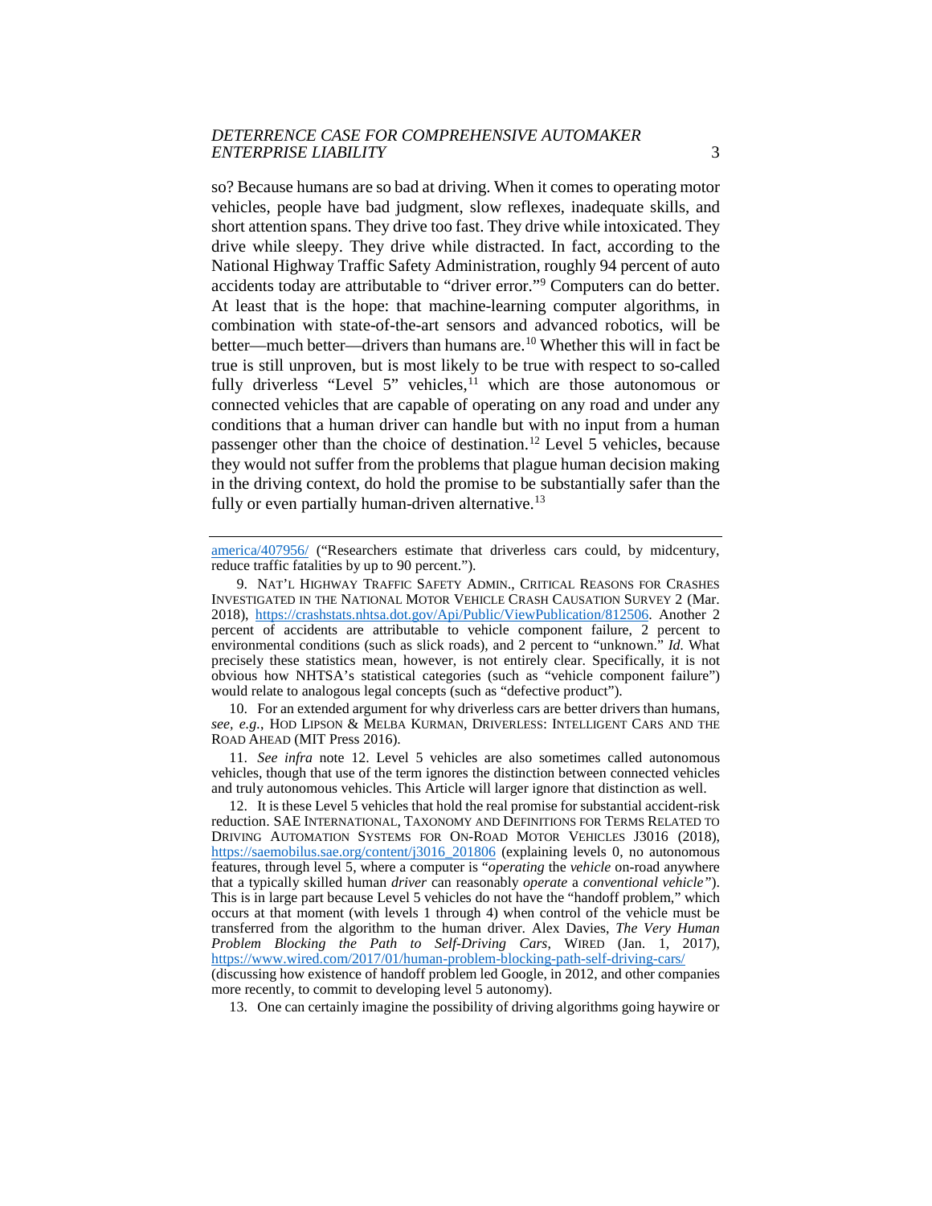so? Because humans are so bad at driving. When it comes to operating motor vehicles, people have bad judgment, slow reflexes, inadequate skills, and short attention spans. They drive too fast. They drive while intoxicated. They drive while sleepy. They drive while distracted. In fact, according to the National Highway Traffic Safety Administration, roughly 94 percent of auto accidents today are attributable to "driver error."[9] Computers can do better. At least that is the hope: that machine-learning computer algorithms, in combination with state-of-the-art sensors and advanced robotics, will be better—much better—drivers than humans are.[10] Whether this will in fact be true is still unproven, but is most likely to be true with respect to so-called fully driverless "Level 5" vehicles,[11] which are those autonomous or connected vehicles that are capable of operating on any road and under any conditions that a human driver can handle but with no input from a human passenger other than the choice of destination.[12] Level 5 vehicles, because they would not suffer from the problems that plague human decision making in the driving context, do hold the promise to be substantially safer than the fully or even partially human-driven alternative.[13]

---

america/407956/ ("Researchers estimate that driverless cars could, by midcentury, reduce traffic fatalities by up to 90 percent.").

9. NAT'L HIGHWAY TRAFFIC SAFETY ADMIN., CRITICAL REASONS FOR CRASHES INVESTIGATED IN THE NATIONAL MOTOR VEHICLE CRASH CAUSATION SURVEY 2 (Mar. 2018), https://crashstats.nhtsa.dot.gov/Api/Public/ViewPublication/812506. Another 2 percent of accidents are attributable to vehicle component failure, 2 percent to environmental conditions (such as slick roads), and 2 percent to "unknown." *Id.* What precisely these statistics mean, however, is not entirely clear. Specifically, it is not obvious how NHTSA's statistical categories (such as "vehicle component failure") would relate to analogous legal concepts (such as "defective product").

10. For an extended argument for why driverless cars are better drivers than humans, *see, e.g.*, HOD LIPSON & MELBA KURMAN, DRIVERLESS: INTELLIGENT CARS AND THE ROAD AHEAD (MIT Press 2016).

11. *See infra* note 12. Level 5 vehicles are also sometimes called autonomous vehicles, though that use of the term ignores the distinction between connected vehicles and truly autonomous vehicles. This Article will larger ignore that distinction as well.

12. It is these Level 5 vehicles that hold the real promise for substantial accident-risk reduction. SAE INTERNATIONAL, TAXONOMY AND DEFINITIONS FOR TERMS RELATED TO DRIVING AUTOMATION SYSTEMS FOR ON-ROAD MOTOR VEHICLES J3016 (2018), https://saemobilus.sae.org/content/j3016_201806 (explaining levels 0, no autonomous features, through level 5, where a computer is "*operating* the *vehicle* on-road anywhere that a typically skilled human *driver* can reasonably *operate* a *conventional vehicle*"). This is in large part because Level 5 vehicles do not have the "handoff problem," which occurs at that moment (with levels 1 through 4) when control of the vehicle must be transferred from the algorithm to the human driver. Alex Davies, *The Very Human Problem Blocking the Path to Self-Driving Cars*, WIRED (Jan. 1, 2017), https://www.wired.com/2017/01/human-problem-blocking-path-self-driving-cars/ (discussing how existence of handoff problem led Google, in 2012, and other companies more recently, to commit to developing level 5 autonomy).

13. One can certainly imagine the possibility of driving algorithms going haywire or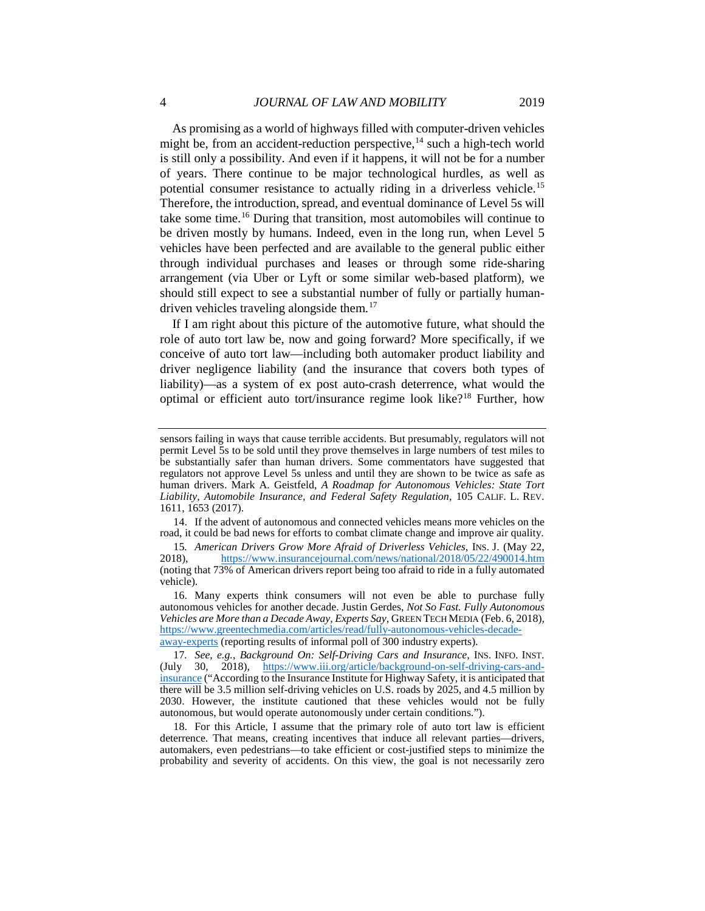As promising as a world of highways filled with computer-driven vehicles might be, from an accident-reduction perspective,[14] such a high-tech world is still only a possibility. And even if it happens, it will not be for a number of years. There continue to be major technological hurdles, as well as potential consumer resistance to actually riding in a driverless vehicle.[15] Therefore, the introduction, spread, and eventual dominance of Level 5s will take some time.[16] During that transition, most automobiles will continue to be driven mostly by humans. Indeed, even in the long run, when Level 5 vehicles have been perfected and are available to the general public either through individual purchases and leases or through some ride-sharing arrangement (via Uber or Lyft or some similar web-based platform), we should still expect to see a substantial number of fully or partially human-driven vehicles traveling alongside them.[17]

If I am right about this picture of the automotive future, what should the role of auto tort law be, now and going forward? More specifically, if we conceive of auto tort law—including both automaker product liability and driver negligence liability (and the insurance that covers both types of liability)—as a system of ex post auto-crash deterrence, what would the optimal or efficient auto tort/insurance regime look like?[18] Further, how

---

sensors failing in ways that cause terrible accidents. But presumably, regulators will not permit Level 5s to be sold until they prove themselves in large numbers of test miles to be substantially safer than human drivers. Some commentators have suggested that regulators not approve Level 5s unless and until they are shown to be twice as safe as human drivers. Mark A. Geistfeld, *A Roadmap for Autonomous Vehicles: State Tort Liability, Automobile Insurance, and Federal Safety Regulation*, 105 CALIF. L. REV. 1611, 1653 (2017).

14. If the advent of autonomous and connected vehicles means more vehicles on the road, it could be bad news for efforts to combat climate change and improve air quality.

15. *American Drivers Grow More Afraid of Driverless Vehicles*, INS. J. (May 22, 2018), https://www.insurancejournal.com/news/national/2018/05/22/490014.htm (noting that 73% of American drivers report being too afraid to ride in a fully automated vehicle).

16. Many experts think consumers will not even be able to purchase fully autonomous vehicles for another decade. Justin Gerdes, *Not So Fast. Fully Autonomous Vehicles are More than a Decade Away, Experts Say*, GREEN TECH MEDIA (Feb. 6, 2018), https://www.greentechmedia.com/articles/read/fully-autonomous-vehicles-decade-away-experts (reporting results of informal poll of 300 industry experts).

17. *See, e.g.*, *Background On: Self-Driving Cars and Insurance*, INS. INFO. INST. (July 30, 2018), https://www.iii.org/article/background-on-self-driving-cars-and-insurance ("According to the Insurance Institute for Highway Safety, it is anticipated that there will be 3.5 million self-driving vehicles on U.S. roads by 2025, and 4.5 million by 2030. However, the institute cautioned that these vehicles would not be fully autonomous, but would operate autonomously under certain conditions.").

18. For this Article, I assume that the primary role of auto tort law is efficient deterrence. That means, creating incentives that induce all relevant parties—drivers, automakers, even pedestrians—to take efficient or cost-justified steps to minimize the probability and severity of accidents. On this view, the goal is not necessarily zero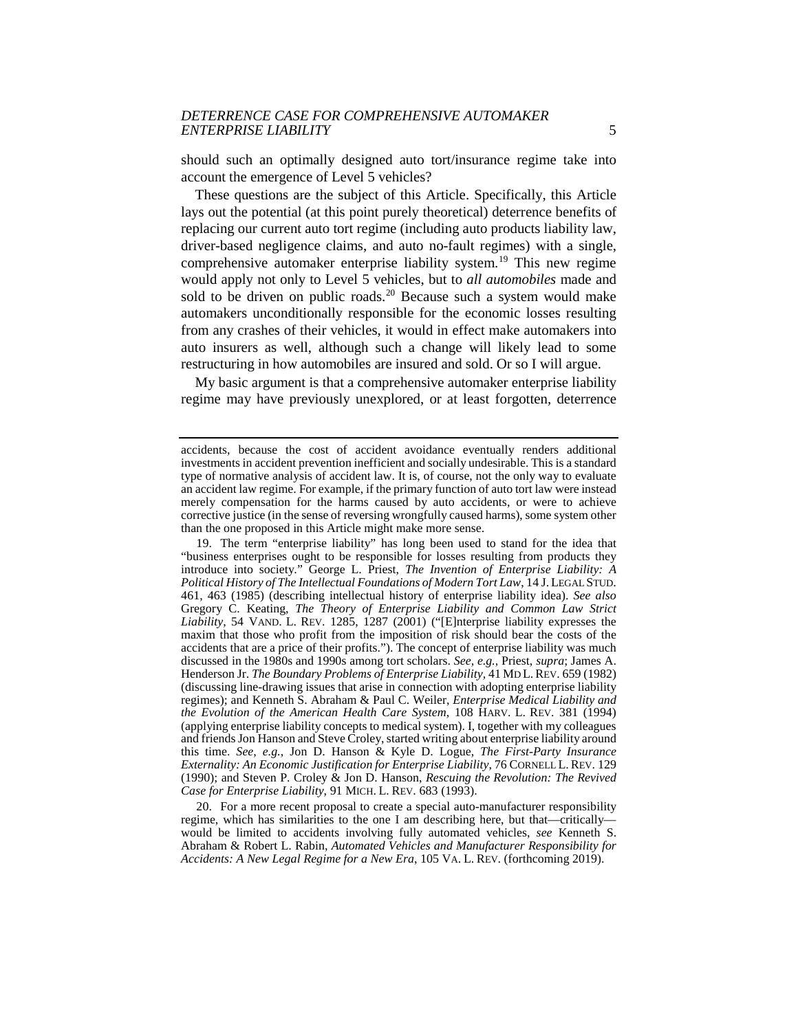should such an optimally designed auto tort/insurance regime take into account the emergence of Level 5 vehicles?

These questions are the subject of this Article. Specifically, this Article lays out the potential (at this point purely theoretical) deterrence benefits of replacing our current auto tort regime (including auto products liability law, driver-based negligence claims, and auto no-fault regimes) with a single, comprehensive automaker enterprise liability system.[19] This new regime would apply not only to Level 5 vehicles, but to *all automobiles* made and sold to be driven on public roads.[20] Because such a system would make automakers unconditionally responsible for the economic losses resulting from any crashes of their vehicles, it would in effect make automakers into auto insurers as well, although such a change will likely lead to some restructuring in how automobiles are insured and sold. Or so I will argue.

My basic argument is that a comprehensive automaker enterprise liability regime may have previously unexplored, or at least forgotten, deterrence

---

accidents, because the cost of accident avoidance eventually renders additional investments in accident prevention inefficient and socially undesirable. This is a standard type of normative analysis of accident law. It is, of course, not the only way to evaluate an accident law regime. For example, if the primary function of auto tort law were instead merely compensation for the harms caused by auto accidents, or were to achieve corrective justice (in the sense of reversing wrongfully caused harms), some system other than the one proposed in this Article might make more sense.

19. The term "enterprise liability" has long been used to stand for the idea that "business enterprises ought to be responsible for losses resulting from products they introduce into society." George L. Priest, *The Invention of Enterprise Liability: A Political History of The Intellectual Foundations of Modern Tort Law*, 14 J. LEGAL STUD. 461, 463 (1985) (describing intellectual history of enterprise liability idea). *See also* Gregory C. Keating, *The Theory of Enterprise Liability and Common Law Strict Liability*, 54 VAND. L. REV. 1285, 1287 (2001) ("[E]nterprise liability expresses the maxim that those who profit from the imposition of risk should bear the costs of the accidents that are a price of their profits."). The concept of enterprise liability was much discussed in the 1980s and 1990s among tort scholars. *See, e.g.*, Priest, *supra*; James A. Henderson Jr. *The Boundary Problems of Enterprise Liability*, 41 MD L. REV. 659 (1982) (discussing line-drawing issues that arise in connection with adopting enterprise liability regimes); and Kenneth S. Abraham & Paul C. Weiler, *Enterprise Medical Liability and the Evolution of the American Health Care System*, 108 HARV. L. REV. 381 (1994) (applying enterprise liability concepts to medical system). I, together with my colleagues and friends Jon Hanson and Steve Croley, started writing about enterprise liability around this time. *See, e.g.*, Jon D. Hanson & Kyle D. Logue, *The First-Party Insurance Externality: An Economic Justification for Enterprise Liability*, 76 CORNELL L. REV. 129 (1990); and Steven P. Croley & Jon D. Hanson, *Rescuing the Revolution: The Revived Case for Enterprise Liability*, 91 MICH. L. REV. 683 (1993).

20. For a more recent proposal to create a special auto-manufacturer responsibility regime, which has similarities to the one I am describing here, but that—critically—would be limited to accidents involving fully automated vehicles, *see* Kenneth S. Abraham & Robert L. Rabin, *Automated Vehicles and Manufacturer Responsibility for Accidents: A New Legal Regime for a New Era*, 105 VA. L. REV. (forthcoming 2019).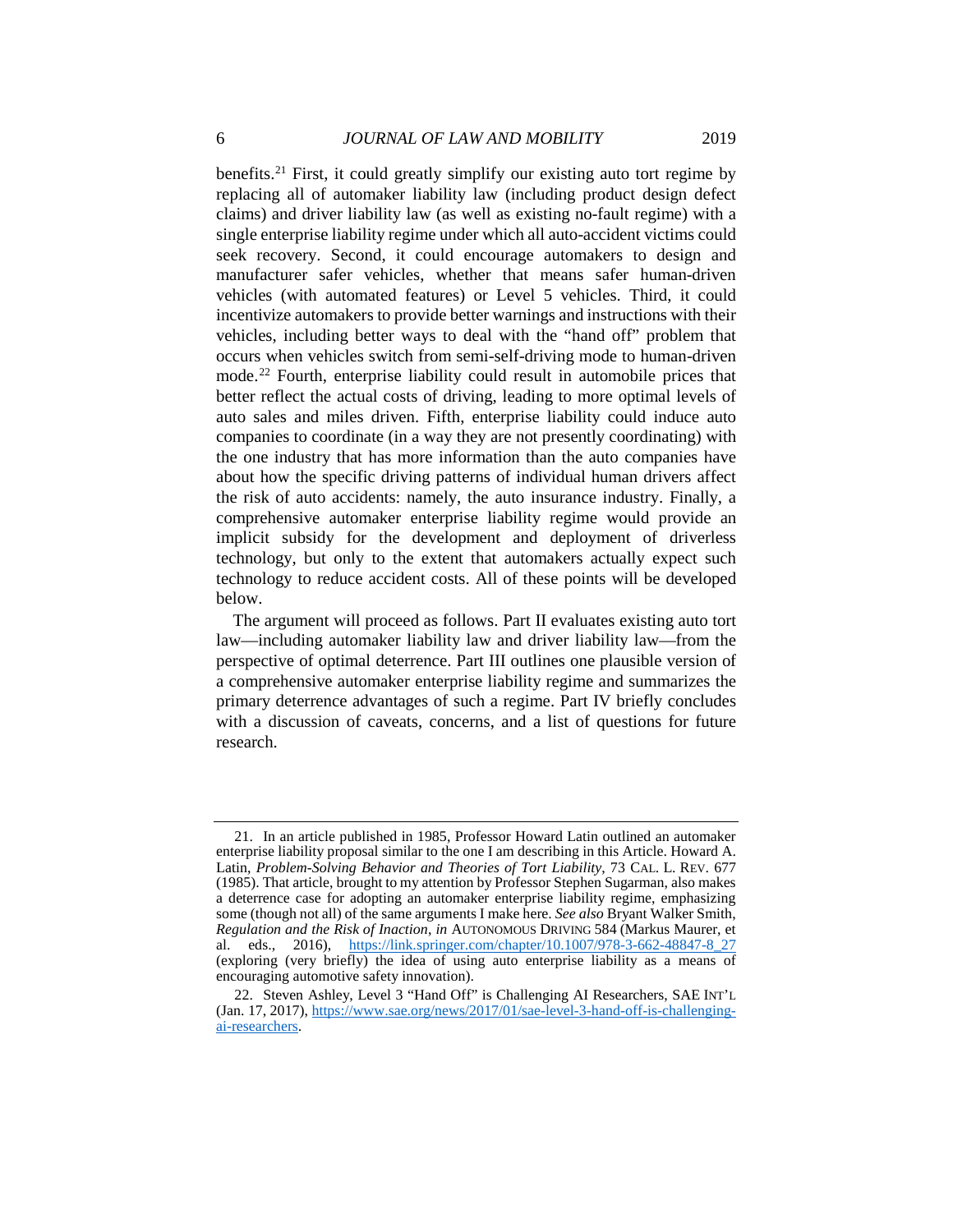benefits.[21] First, it could greatly simplify our existing auto tort regime by replacing all of automaker liability law (including product design defect claims) and driver liability law (as well as existing no-fault regime) with a single enterprise liability regime under which all auto-accident victims could seek recovery. Second, it could encourage automakers to design and manufacturer safer vehicles, whether that means safer human-driven vehicles (with automated features) or Level 5 vehicles. Third, it could incentivize automakers to provide better warnings and instructions with their vehicles, including better ways to deal with the "hand off" problem that occurs when vehicles switch from semi-self-driving mode to human-driven mode.[22] Fourth, enterprise liability could result in automobile prices that better reflect the actual costs of driving, leading to more optimal levels of auto sales and miles driven. Fifth, enterprise liability could induce auto companies to coordinate (in a way they are not presently coordinating) with the one industry that has more information than the auto companies have about how the specific driving patterns of individual human drivers affect the risk of auto accidents: namely, the auto insurance industry. Finally, a comprehensive automaker enterprise liability regime would provide an implicit subsidy for the development and deployment of driverless technology, but only to the extent that automakers actually expect such technology to reduce accident costs. All of these points will be developed below.

The argument will proceed as follows. Part II evaluates existing auto tort law—including automaker liability law and driver liability law—from the perspective of optimal deterrence. Part III outlines one plausible version of a comprehensive automaker enterprise liability regime and summarizes the primary deterrence advantages of such a regime. Part IV briefly concludes with a discussion of caveats, concerns, and a list of questions for future research.

---

21. In an article published in 1985, Professor Howard Latin outlined an automaker enterprise liability proposal similar to the one I am describing in this Article. Howard A. Latin, *Problem-Solving Behavior and Theories of Tort Liability*, 73 CAL. L. REV. 677 (1985). That article, brought to my attention by Professor Stephen Sugarman, also makes a deterrence case for adopting an automaker enterprise liability regime, emphasizing some (though not all) of the same arguments I make here. *See also* Bryant Walker Smith, *Regulation and the Risk of Inaction*, *in* AUTONOMOUS DRIVING 584 (Markus Maurer, et al. eds., 2016), https://link.springer.com/chapter/10.1007/978-3-662-48847-8_27 (exploring (very briefly) the idea of using auto enterprise liability as a means of encouraging automotive safety innovation).

22. Steven Ashley, Level 3 "Hand Off" is Challenging AI Researchers, SAE INT'L (Jan. 17, 2017), https://www.sae.org/news/2017/01/sae-level-3-hand-off-is-challenging-ai-researchers.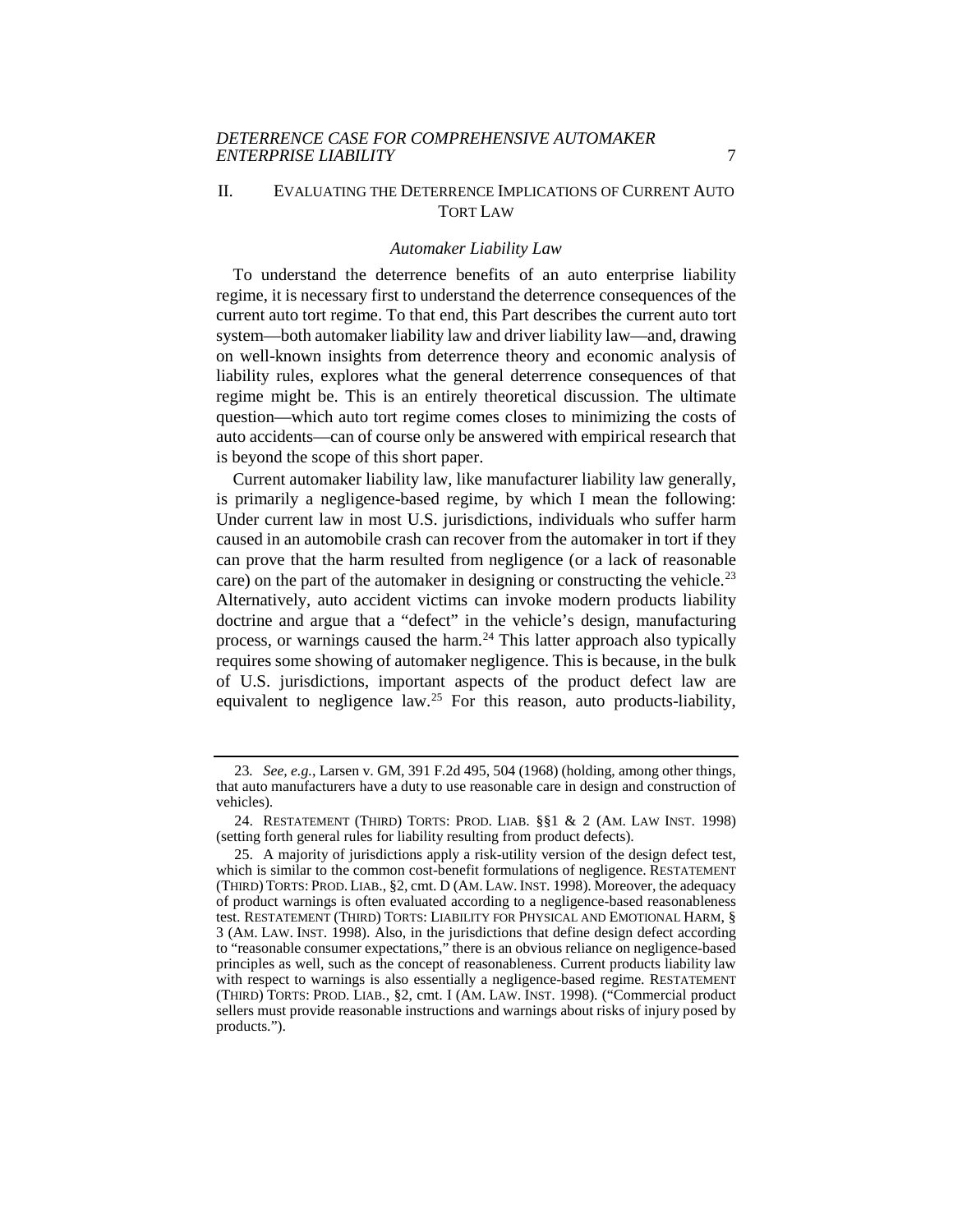## II. Evaluating the Deterrence Implications of Current Auto Tort Law

### *Automaker Liability Law*

To understand the deterrence benefits of an auto enterprise liability regime, it is necessary first to understand the deterrence consequences of the current auto tort regime. To that end, this Part describes the current auto tort system—both automaker liability law and driver liability law—and, drawing on well-known insights from deterrence theory and economic analysis of liability rules, explores what the general deterrence consequences of that regime might be. This is an entirely theoretical discussion. The ultimate question—which auto tort regime comes closes to minimizing the costs of auto accidents—can of course only be answered with empirical research that is beyond the scope of this short paper.

Current automaker liability law, like manufacturer liability law generally, is primarily a negligence-based regime, by which I mean the following: Under current law in most U.S. jurisdictions, individuals who suffer harm caused in an automobile crash can recover from the automaker in tort if they can prove that the harm resulted from negligence (or a lack of reasonable care) on the part of the automaker in designing or constructing the vehicle.[23] Alternatively, auto accident victims can invoke modern products liability doctrine and argue that a "defect" in the vehicle's design, manufacturing process, or warnings caused the harm.[24] This latter approach also typically requires some showing of automaker negligence. This is because, in the bulk of U.S. jurisdictions, important aspects of the product defect law are equivalent to negligence law.[25] For this reason, auto products-liability,

---

23. *See, e.g.*, Larsen v. GM, 391 F.2d 495, 504 (1968) (holding, among other things, that auto manufacturers have a duty to use reasonable care in design and construction of vehicles).

24. RESTATEMENT (THIRD) TORTS: PROD. LIAB. §§1 & 2 (AM. LAW INST. 1998) (setting forth general rules for liability resulting from product defects).

25. A majority of jurisdictions apply a risk-utility version of the design defect test, which is similar to the common cost-benefit formulations of negligence. RESTATEMENT (THIRD) TORTS: PROD. LIAB., §2, cmt. D (AM. LAW. INST. 1998). Moreover, the adequacy of product warnings is often evaluated according to a negligence-based reasonableness test. RESTATEMENT (THIRD) TORTS: LIABILITY FOR PHYSICAL AND EMOTIONAL HARM, § 3 (AM. LAW. INST. 1998). Also, in the jurisdictions that define design defect according to "reasonable consumer expectations," there is an obvious reliance on negligence-based principles as well, such as the concept of reasonableness. Current products liability law with respect to warnings is also essentially a negligence-based regime. RESTATEMENT (THIRD) TORTS: PROD. LIAB., §2, cmt. I (AM. LAW. INST. 1998). ("Commercial product sellers must provide reasonable instructions and warnings about risks of injury posed by products.").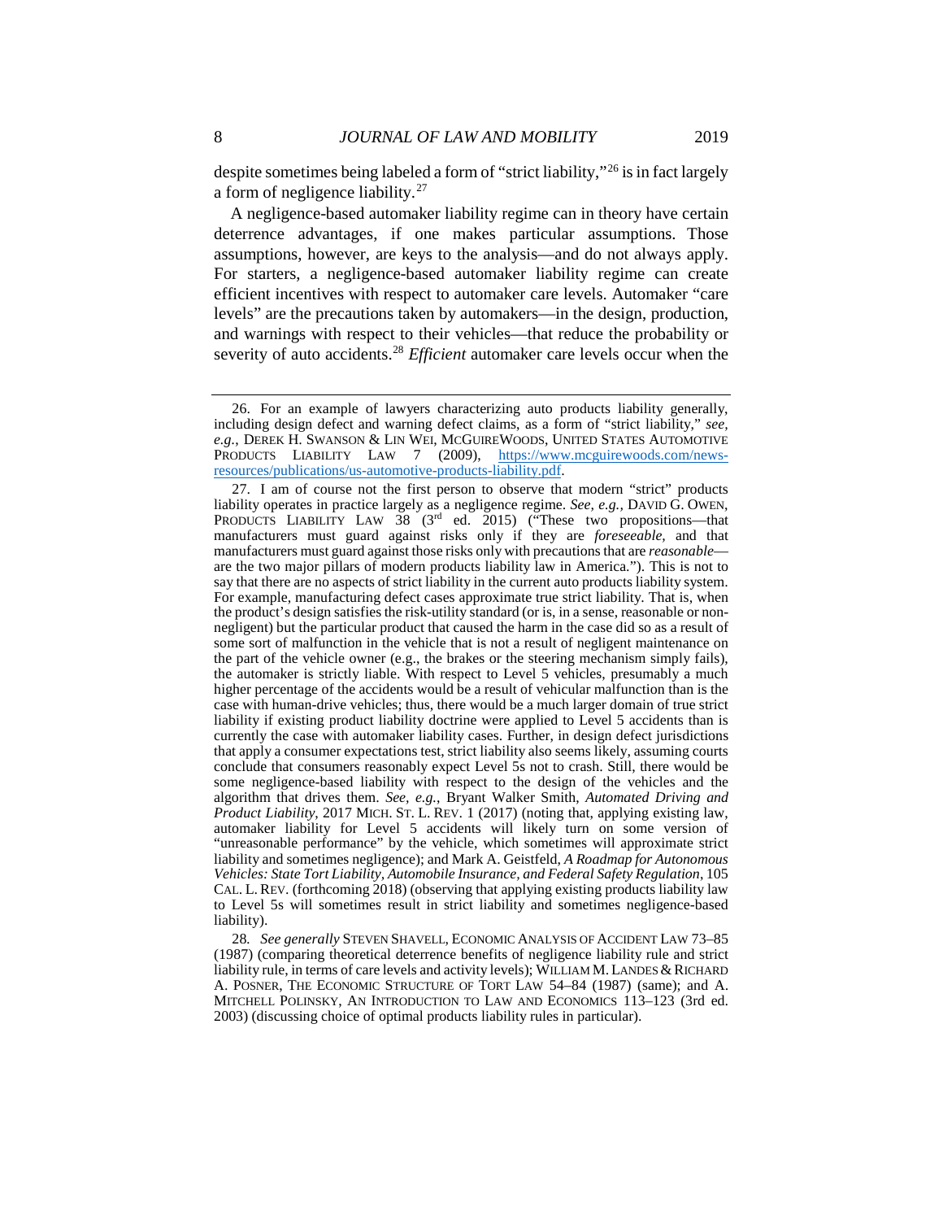despite sometimes being labeled a form of "strict liability,"[26] is in fact largely a form of negligence liability.[27]

A negligence-based automaker liability regime can in theory have certain deterrence advantages, if one makes particular assumptions. Those assumptions, however, are keys to the analysis—and do not always apply. For starters, a negligence-based automaker liability regime can create efficient incentives with respect to automaker care levels. Automaker "care levels" are the precautions taken by automakers—in the design, production, and warnings with respect to their vehicles—that reduce the probability or severity of auto accidents.[28] *Efficient* automaker care levels occur when the

---

26. For an example of lawyers characterizing auto products liability generally, including design defect and warning defect claims, as a form of "strict liability," *see, e.g.*, DEREK H. SWANSON & LIN WEI, MCGUIREWOODS, UNITED STATES AUTOMOTIVE PRODUCTS LIABILITY LAW 7 (2009), https://www.mcguirewoods.com/news-resources/publications/us-automotive-products-liability.pdf.

27. I am of course not the first person to observe that modern "strict" products liability operates in practice largely as a negligence regime. *See, e.g.,* DAVID G. OWEN, PRODUCTS LIABILITY LAW 38 (3rd ed. 2015) ("These two propositions—that manufacturers must guard against risks only if they are *foreseeable,* and that manufacturers must guard against those risks only with precautions that are *reasonable*—are the two major pillars of modern products liability law in America."). This is not to say that there are no aspects of strict liability in the current auto products liability system. For example, manufacturing defect cases approximate true strict liability. That is, when the product's design satisfies the risk-utility standard (or is, in a sense, reasonable or non-negligent) but the particular product that caused the harm in the case did so as a result of some sort of malfunction in the vehicle that is not a result of negligent maintenance on the part of the vehicle owner (e.g., the brakes or the steering mechanism simply fails), the automaker is strictly liable. With respect to Level 5 vehicles, presumably a much higher percentage of the accidents would be a result of vehicular malfunction than is the case with human-drive vehicles; thus, there would be a much larger domain of true strict liability if existing product liability doctrine were applied to Level 5 accidents than is currently the case with automaker liability cases. Further, in design defect jurisdictions that apply a consumer expectations test, strict liability also seems likely, assuming courts conclude that consumers reasonably expect Level 5s not to crash. Still, there would be some negligence-based liability with respect to the design of the vehicles and the algorithm that drives them. *See, e.g.*, Bryant Walker Smith, *Automated Driving and Product Liability*, 2017 MICH. ST. L. REV. 1 (2017) (noting that, applying existing law, automaker liability for Level 5 accidents will likely turn on some version of "unreasonable performance" by the vehicle, which sometimes will approximate strict liability and sometimes negligence); and Mark A. Geistfeld, *A Roadmap for Autonomous Vehicles: State Tort Liability, Automobile Insurance, and Federal Safety Regulation*, 105 CAL. L. REV. (forthcoming 2018) (observing that applying existing products liability law to Level 5s will sometimes result in strict liability and sometimes negligence-based liability).

28. *See generally* STEVEN SHAVELL, ECONOMIC ANALYSIS OF ACCIDENT LAW 73–85 (1987) (comparing theoretical deterrence benefits of negligence liability rule and strict liability rule, in terms of care levels and activity levels); WILLIAM M. LANDES & RICHARD A. POSNER, THE ECONOMIC STRUCTURE OF TORT LAW 54–84 (1987) (same); and A. MITCHELL POLINSKY, AN INTRODUCTION TO LAW AND ECONOMICS 113–123 (3rd ed. 2003) (discussing choice of optimal products liability rules in particular).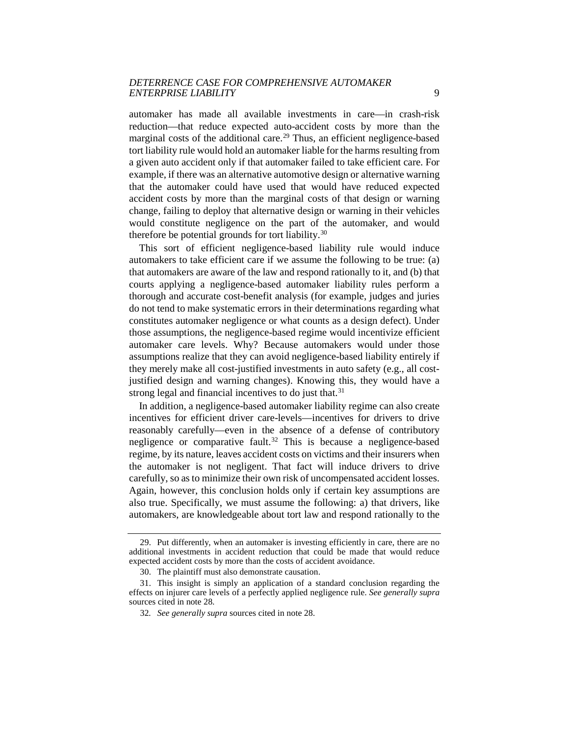automaker has made all available investments in care—in crash-risk reduction—that reduce expected auto-accident costs by more than the marginal costs of the additional care.[29] Thus, an efficient negligence-based tort liability rule would hold an automaker liable for the harms resulting from a given auto accident only if that automaker failed to take efficient care. For example, if there was an alternative automotive design or alternative warning that the automaker could have used that would have reduced expected accident costs by more than the marginal costs of that design or warning change, failing to deploy that alternative design or warning in their vehicles would constitute negligence on the part of the automaker, and would therefore be potential grounds for tort liability.[30]

This sort of efficient negligence-based liability rule would induce automakers to take efficient care if we assume the following to be true: (a) that automakers are aware of the law and respond rationally to it, and (b) that courts applying a negligence-based automaker liability rules perform a thorough and accurate cost-benefit analysis (for example, judges and juries do not tend to make systematic errors in their determinations regarding what constitutes automaker negligence or what counts as a design defect). Under those assumptions, the negligence-based regime would incentivize efficient automaker care levels. Why? Because automakers would under those assumptions realize that they can avoid negligence-based liability entirely if they merely make all cost-justified investments in auto safety (e.g., all cost-justified design and warning changes). Knowing this, they would have a strong legal and financial incentives to do just that.[31]

In addition, a negligence-based automaker liability regime can also create incentives for efficient driver care-levels—incentives for drivers to drive reasonably carefully—even in the absence of a defense of contributory negligence or comparative fault.[32] This is because a negligence-based regime, by its nature, leaves accident costs on victims and their insurers when the automaker is not negligent. That fact will induce drivers to drive carefully, so as to minimize their own risk of uncompensated accident losses. Again, however, this conclusion holds only if certain key assumptions are also true. Specifically, we must assume the following: a) that drivers, like automakers, are knowledgeable about tort law and respond rationally to the

---

29. Put differently, when an automaker is investing efficiently in care, there are no additional investments in accident reduction that could be made that would reduce expected accident costs by more than the costs of accident avoidance.

30. The plaintiff must also demonstrate causation.

31. This insight is simply an application of a standard conclusion regarding the effects on injurer care levels of a perfectly applied negligence rule. *See generally supra* sources cited in note 28.

32. *See generally supra* sources cited in note 28.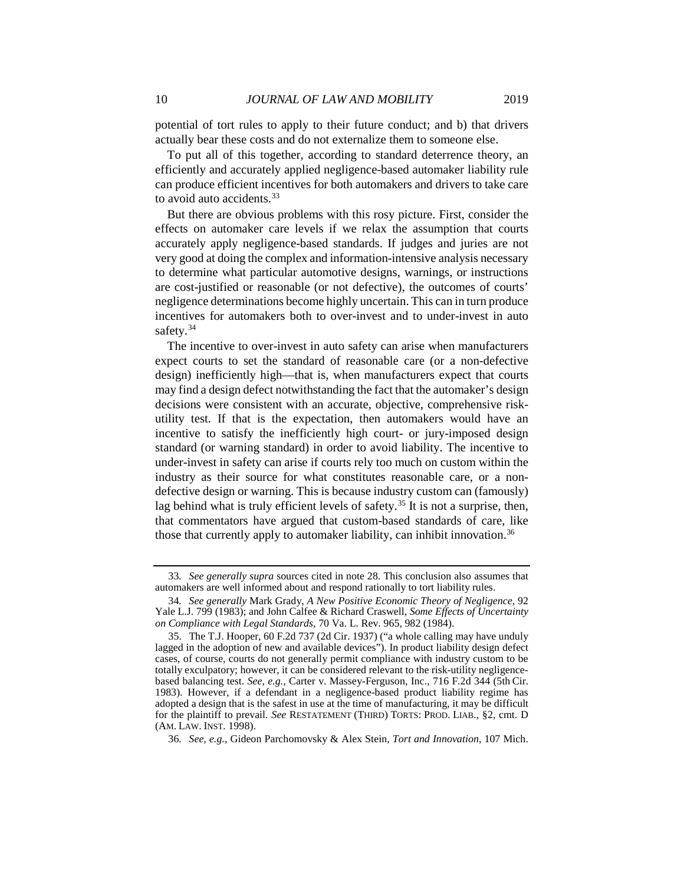potential of tort rules to apply to their future conduct; and b) that drivers actually bear these costs and do not externalize them to someone else.

To put all of this together, according to standard deterrence theory, an efficiently and accurately applied negligence-based automaker liability rule can produce efficient incentives for both automakers and drivers to take care to avoid auto accidents.[33]

But there are obvious problems with this rosy picture. First, consider the effects on automaker care levels if we relax the assumption that courts accurately apply negligence-based standards. If judges and juries are not very good at doing the complex and information-intensive analysis necessary to determine what particular automotive designs, warnings, or instructions are cost-justified or reasonable (or not defective), the outcomes of courts' negligence determinations become highly uncertain. This can in turn produce incentives for automakers both to over-invest and to under-invest in auto safety.[34]

The incentive to over-invest in auto safety can arise when manufacturers expect courts to set the standard of reasonable care (or a non-defective design) inefficiently high—that is, when manufacturers expect that courts may find a design defect notwithstanding the fact that the automaker's design decisions were consistent with an accurate, objective, comprehensive risk-utility test. If that is the expectation, then automakers would have an incentive to satisfy the inefficiently high court- or jury-imposed design standard (or warning standard) in order to avoid liability. The incentive to under-invest in safety can arise if courts rely too much on custom within the industry as their source for what constitutes reasonable care, or a non-defective design or warning. This is because industry custom can (famously) lag behind what is truly efficient levels of safety.[35] It is not a surprise, then, that commentators have argued that custom-based standards of care, like those that currently apply to automaker liability, can inhibit innovation.[36]

---

33. *See generally supra* sources cited in note 28. This conclusion also assumes that automakers are well informed about and respond rationally to tort liability rules.

34. *See generally* Mark Grady, *A New Positive Economic Theory of Negligence*, 92 Yale L.J. 799 (1983); and John Calfee & Richard Craswell, *Some Effects of Uncertainty on Compliance with Legal Standards*, 70 Va. L. Rev. 965, 982 (1984).

35. The T.J. Hooper, 60 F.2d 737 (2d Cir. 1937) ("a whole calling may have unduly lagged in the adoption of new and available devices"). In product liability design defect cases, of course, courts do not generally permit compliance with industry custom to be totally exculpatory; however, it can be considered relevant to the risk-utility negligence-based balancing test. *See, e.g.*, Carter v. Massey-Ferguson, Inc., 716 F.2d 344 (5th Cir. 1983). However, if a defendant in a negligence-based product liability regime has adopted a design that is the safest in use at the time of manufacturing, it may be difficult for the plaintiff to prevail. *See* RESTATEMENT (THIRD) TORTS: PROD. LIAB., §2, cmt. D (AM. LAW. INST. 1998).

36. *See, e.g.*, Gideon Parchomovsky & Alex Stein, *Tort and Innovation*, 107 Mich.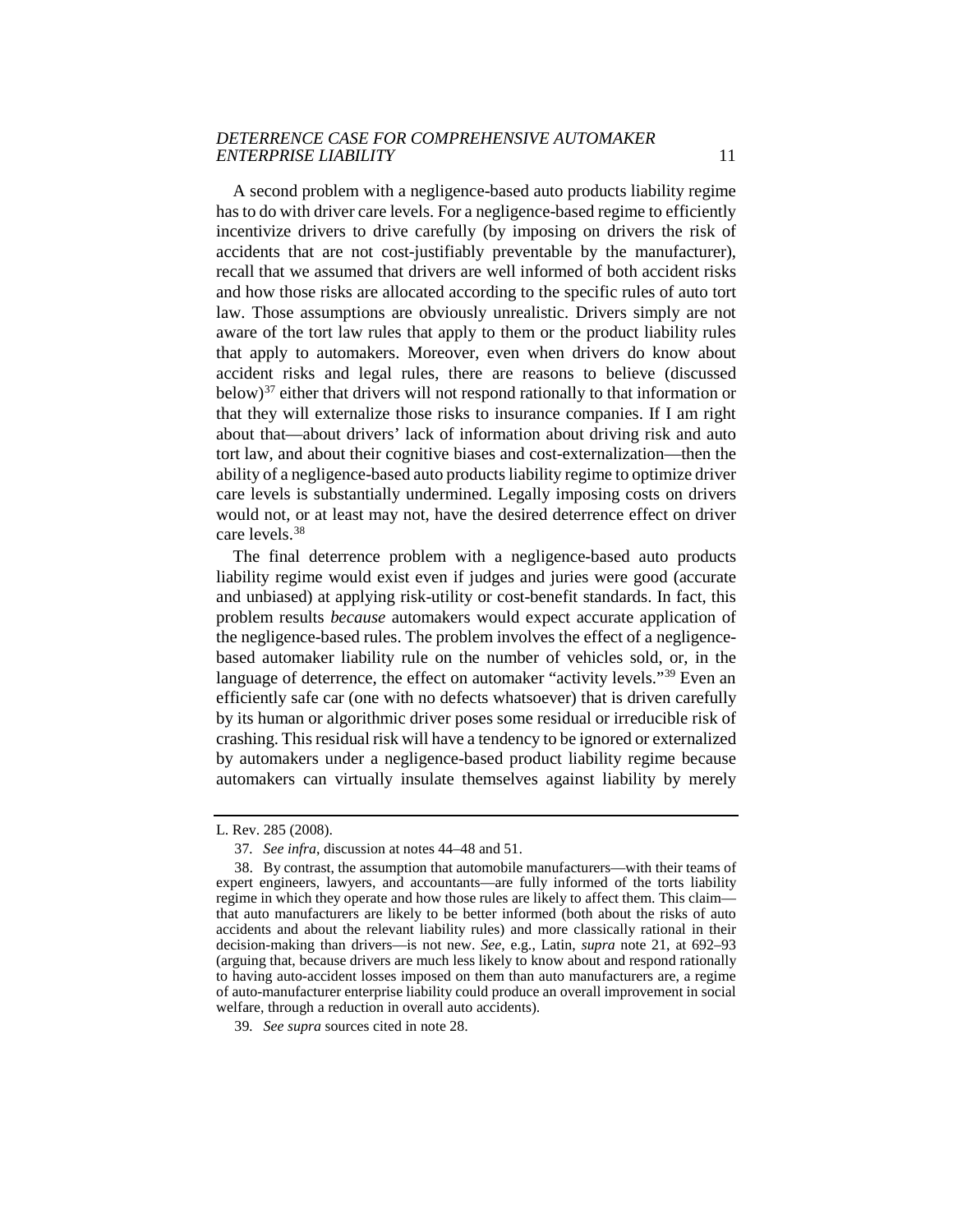A second problem with a negligence-based auto products liability regime has to do with driver care levels. For a negligence-based regime to efficiently incentivize drivers to drive carefully (by imposing on drivers the risk of accidents that are not cost-justifiably preventable by the manufacturer), recall that we assumed that drivers are well informed of both accident risks and how those risks are allocated according to the specific rules of auto tort law. Those assumptions are obviously unrealistic. Drivers simply are not aware of the tort law rules that apply to them or the product liability rules that apply to automakers. Moreover, even when drivers do know about accident risks and legal rules, there are reasons to believe (discussed below)[37] either that drivers will not respond rationally to that information or that they will externalize those risks to insurance companies. If I am right about that—about drivers' lack of information about driving risk and auto tort law, and about their cognitive biases and cost-externalization—then the ability of a negligence-based auto products liability regime to optimize driver care levels is substantially undermined. Legally imposing costs on drivers would not, or at least may not, have the desired deterrence effect on driver care levels.[38]

The final deterrence problem with a negligence-based auto products liability regime would exist even if judges and juries were good (accurate and unbiased) at applying risk-utility or cost-benefit standards. In fact, this problem results *because* automakers would expect accurate application of the negligence-based rules. The problem involves the effect of a negligence-based automaker liability rule on the number of vehicles sold, or, in the language of deterrence, the effect on automaker "activity levels."[39] Even an efficiently safe car (one with no defects whatsoever) that is driven carefully by its human or algorithmic driver poses some residual or irreducible risk of crashing. This residual risk will have a tendency to be ignored or externalized by automakers under a negligence-based product liability regime because automakers can virtually insulate themselves against liability by merely

---

L. Rev. 285 (2008).

37. *See infra*, discussion at notes 44–48 and 51.

38. By contrast, the assumption that automobile manufacturers—with their teams of expert engineers, lawyers, and accountants—are fully informed of the torts liability regime in which they operate and how those rules are likely to affect them. This claim—that auto manufacturers are likely to be better informed (both about the risks of auto accidents and about the relevant liability rules) and more classically rational in their decision-making than drivers—is not new. *See*, e.g., Latin, *supra* note 21, at 692–93 (arguing that, because drivers are much less likely to know about and respond rationally to having auto-accident losses imposed on them than auto manufacturers are, a regime of auto-manufacturer enterprise liability could produce an overall improvement in social welfare, through a reduction in overall auto accidents).

39. *See supra* sources cited in note 28.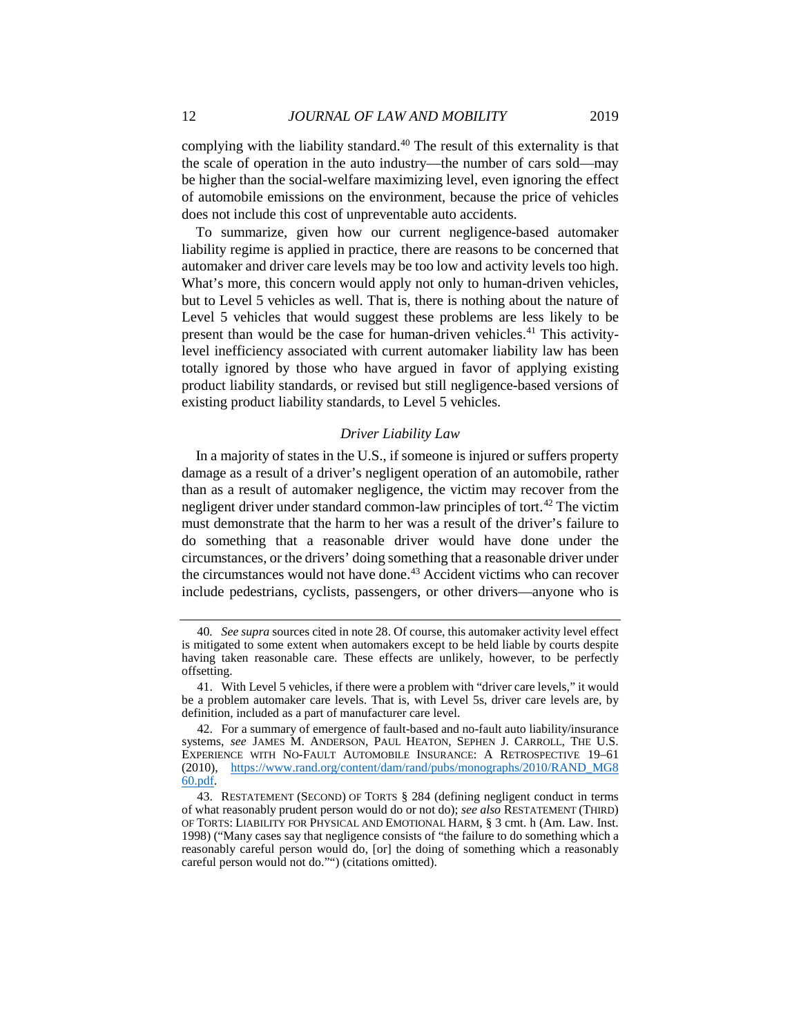complying with the liability standard.[40] The result of this externality is that the scale of operation in the auto industry—the number of cars sold—may be higher than the social-welfare maximizing level, even ignoring the effect of automobile emissions on the environment, because the price of vehicles does not include this cost of unpreventable auto accidents.

To summarize, given how our current negligence-based automaker liability regime is applied in practice, there are reasons to be concerned that automaker and driver care levels may be too low and activity levels too high. What's more, this concern would apply not only to human-driven vehicles, but to Level 5 vehicles as well. That is, there is nothing about the nature of Level 5 vehicles that would suggest these problems are less likely to be present than would be the case for human-driven vehicles.[41] This activity-level inefficiency associated with current automaker liability law has been totally ignored by those who have argued in favor of applying existing product liability standards, or revised but still negligence-based versions of existing product liability standards, to Level 5 vehicles.

### *Driver Liability Law*

In a majority of states in the U.S., if someone is injured or suffers property damage as a result of a driver's negligent operation of an automobile, rather than as a result of automaker negligence, the victim may recover from the negligent driver under standard common-law principles of tort.[42] The victim must demonstrate that the harm to her was a result of the driver's failure to do something that a reasonable driver would have done under the circumstances, or the drivers' doing something that a reasonable driver under the circumstances would not have done.[43] Accident victims who can recover include pedestrians, cyclists, passengers, or other drivers—anyone who is

---

40. *See supra* sources cited in note 28. Of course, this automaker activity level effect is mitigated to some extent when automakers except to be held liable by courts despite having taken reasonable care. These effects are unlikely, however, to be perfectly offsetting.

41. With Level 5 vehicles, if there were a problem with "driver care levels," it would be a problem automaker care levels. That is, with Level 5s, driver care levels are, by definition, included as a part of manufacturer care level.

42. For a summary of emergence of fault-based and no-fault auto liability/insurance systems, *see* JAMES M. ANDERSON, PAUL HEATON, SEPHEN J. CARROLL, THE U.S. EXPERIENCE WITH NO-FAULT AUTOMOBILE INSURANCE: A RETROSPECTIVE 19–61 (2010), https://www.rand.org/content/dam/rand/pubs/monographs/2010/RAND_MG860.pdf.

43. RESTATEMENT (SECOND) OF TORTS § 284 (defining negligent conduct in terms of what reasonably prudent person would do or not do); *see also* RESTATEMENT (THIRD) OF TORTS: LIABILITY FOR PHYSICAL AND EMOTIONAL HARM, § 3 cmt. h (Am. Law. Inst. 1998) ("Many cases say that negligence consists of "the failure to do something which a reasonably careful person would do, [or] the doing of something which a reasonably careful person would not do."") (citations omitted).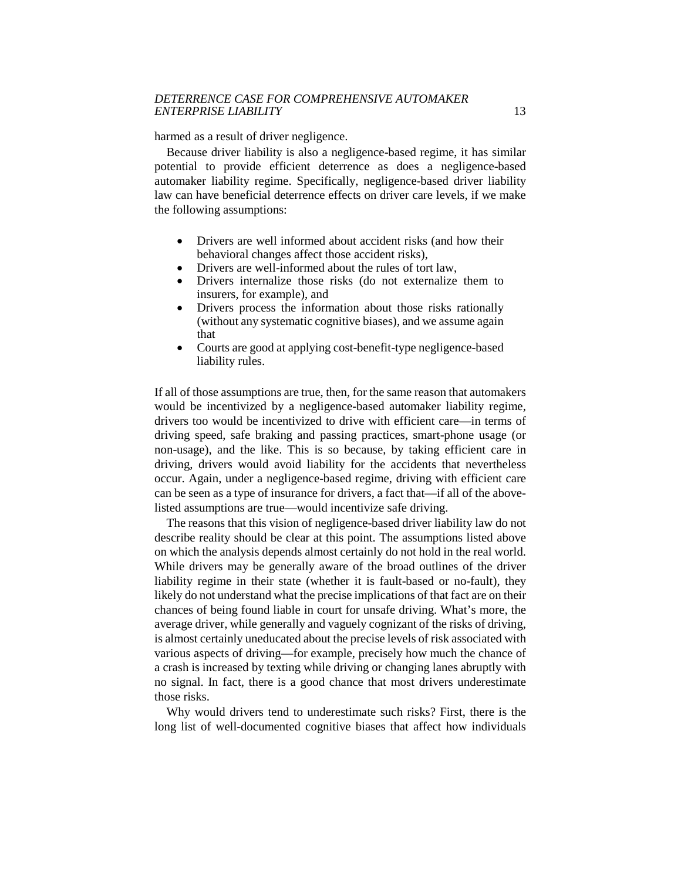harmed as a result of driver negligence.

Because driver liability is also a negligence-based regime, it has similar potential to provide efficient deterrence as does a negligence-based automaker liability regime. Specifically, negligence-based driver liability law can have beneficial deterrence effects on driver care levels, if we make the following assumptions:

- Drivers are well informed about accident risks (and how their behavioral changes affect those accident risks),
- Drivers are well-informed about the rules of tort law,
- Drivers internalize those risks (do not externalize them to insurers, for example), and
- Drivers process the information about those risks rationally (without any systematic cognitive biases), and we assume again that
- Courts are good at applying cost-benefit-type negligence-based liability rules.

If all of those assumptions are true, then, for the same reason that automakers would be incentivized by a negligence-based automaker liability regime, drivers too would be incentivized to drive with efficient care—in terms of driving speed, safe braking and passing practices, smart-phone usage (or non-usage), and the like. This is so because, by taking efficient care in driving, drivers would avoid liability for the accidents that nevertheless occur. Again, under a negligence-based regime, driving with efficient care can be seen as a type of insurance for drivers, a fact that—if all of the above-listed assumptions are true—would incentivize safe driving.

The reasons that this vision of negligence-based driver liability law do not describe reality should be clear at this point. The assumptions listed above on which the analysis depends almost certainly do not hold in the real world. While drivers may be generally aware of the broad outlines of the driver liability regime in their state (whether it is fault-based or no-fault), they likely do not understand what the precise implications of that fact are on their chances of being found liable in court for unsafe driving. What's more, the average driver, while generally and vaguely cognizant of the risks of driving, is almost certainly uneducated about the precise levels of risk associated with various aspects of driving—for example, precisely how much the chance of a crash is increased by texting while driving or changing lanes abruptly with no signal. In fact, there is a good chance that most drivers underestimate those risks.

Why would drivers tend to underestimate such risks? First, there is the long list of well-documented cognitive biases that affect how individuals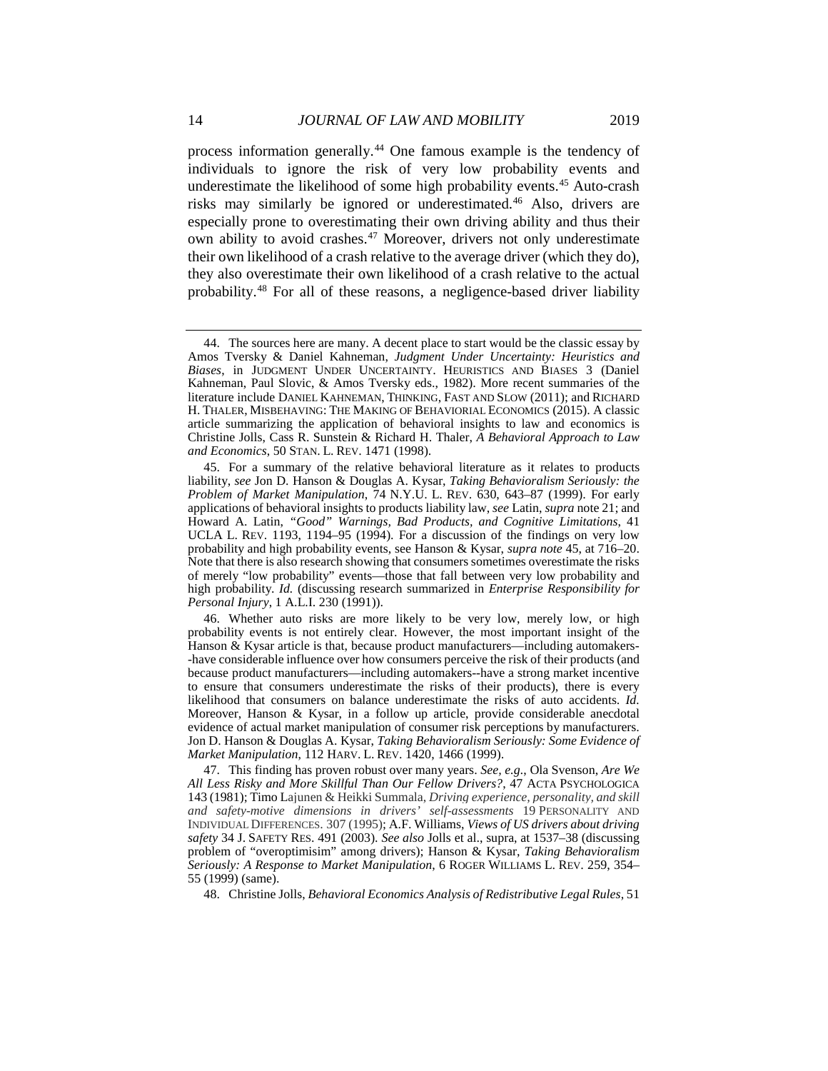process information generally.[44] One famous example is the tendency of individuals to ignore the risk of very low probability events and underestimate the likelihood of some high probability events.[45] Auto-crash risks may similarly be ignored or underestimated.[46] Also, drivers are especially prone to overestimating their own driving ability and thus their own ability to avoid crashes.[47] Moreover, drivers not only underestimate their own likelihood of a crash relative to the average driver (which they do), they also overestimate their own likelihood of a crash relative to the actual probability.[48] For all of these reasons, a negligence-based driver liability

---

44. The sources here are many. A decent place to start would be the classic essay by Amos Tversky & Daniel Kahneman, *Judgment Under Uncertainty: Heuristics and Biases*, in JUDGMENT UNDER UNCERTAINTY. HEURISTICS AND BIASES 3 (Daniel Kahneman, Paul Slovic, & Amos Tversky eds., 1982). More recent summaries of the literature include DANIEL KAHNEMAN, THINKING, FAST AND SLOW (2011); and RICHARD H. THALER, MISBEHAVING: THE MAKING OF BEHAVIORIAL ECONOMICS (2015). A classic article summarizing the application of behavioral insights to law and economics is Christine Jolls, Cass R. Sunstein & Richard H. Thaler, *A Behavioral Approach to Law and Economics*, 50 STAN. L. REV. 1471 (1998).

45. For a summary of the relative behavioral literature as it relates to products liability, *see* Jon D. Hanson & Douglas A. Kysar, *Taking Behavioralism Seriously: the Problem of Market Manipulation*, 74 N.Y.U. L. REV. 630, 643–87 (1999). For early applications of behavioral insights to products liability law, *see* Latin, *supra* note 21; and Howard A. Latin, *"Good" Warnings, Bad Products, and Cognitive Limitations*, 41 UCLA L. REV. 1193, 1194–95 (1994). For a discussion of the findings on very low probability and high probability events, see Hanson & Kysar, *supra note* 45, at 716–20. Note that there is also research showing that consumers sometimes overestimate the risks of merely "low probability" events—those that fall between very low probability and high probability. *Id.* (discussing research summarized in *Enterprise Responsibility for Personal Injury*, 1 A.L.I. 230 (1991)).

46. Whether auto risks are more likely to be very low, merely low, or high probability events is not entirely clear. However, the most important insight of the Hanson & Kysar article is that, because product manufacturers—including automakers--have considerable influence over how consumers perceive the risk of their products (and because product manufacturers—including automakers--have a strong market incentive to ensure that consumers underestimate the risks of their products), there is every likelihood that consumers on balance underestimate the risks of auto accidents. *Id.* Moreover, Hanson & Kysar, in a follow up article, provide considerable anecdotal evidence of actual market manipulation of consumer risk perceptions by manufacturers. Jon D. Hanson & Douglas A. Kysar, *Taking Behavioralism Seriously: Some Evidence of Market Manipulation*, 112 HARV. L. REV. 1420, 1466 (1999).

47. This finding has proven robust over many years. *See, e.g.*, Ola Svenson, *Are We All Less Risky and More Skillful Than Our Fellow Drivers?*, 47 ACTA PSYCHOLOGICA 143 (1981); Timo Lajunen & Heikki Summala, *Driving experience, personality, and skill and safety-motive dimensions in drivers' self-assessments* 19 PERSONALITY AND INDIVIDUAL DIFFERENCES. 307 (1995); A.F. Williams, *Views of US drivers about driving safety* 34 J. SAFETY RES. 491 (2003). *See also* Jolls et al., supra, at 1537–38 (discussing problem of "overoptimisim" among drivers); Hanson & Kysar, *Taking Behavioralism Seriously: A Response to Market Manipulation*, 6 ROGER WILLIAMS L. REV. 259, 354–55 (1999) (same).

48. Christine Jolls, *Behavioral Economics Analysis of Redistributive Legal Rules*, 51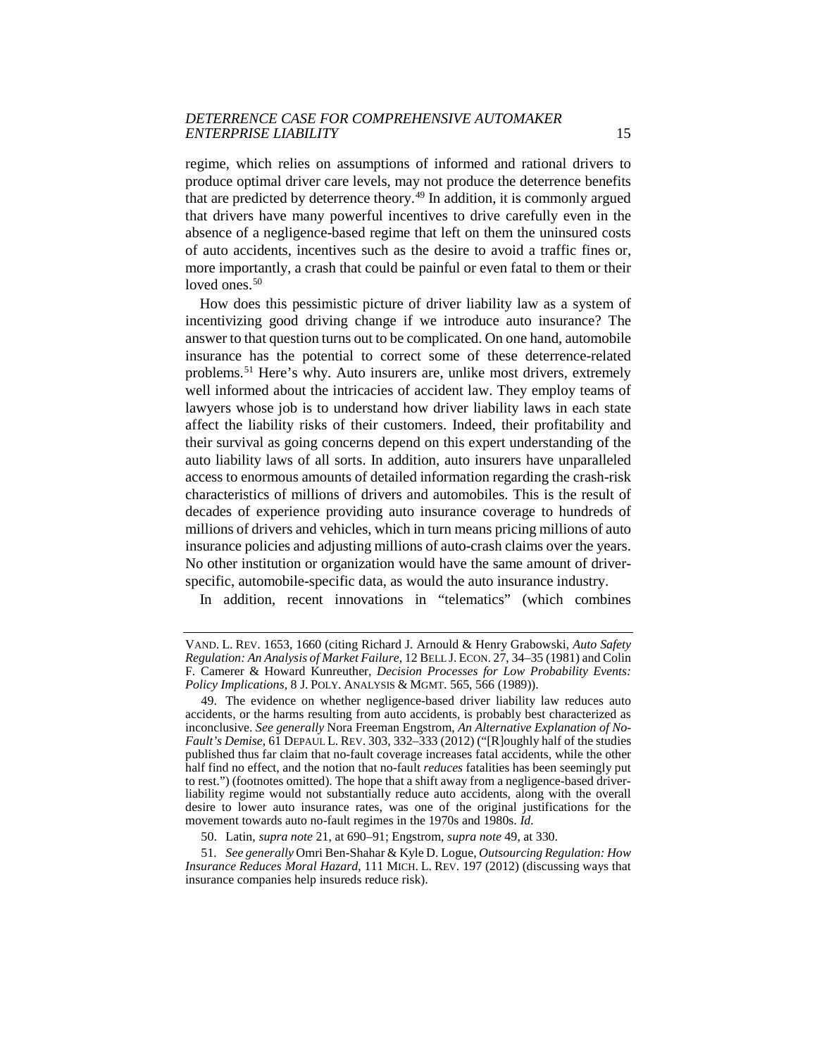regime, which relies on assumptions of informed and rational drivers to produce optimal driver care levels, may not produce the deterrence benefits that are predicted by deterrence theory.[49] In addition, it is commonly argued that drivers have many powerful incentives to drive carefully even in the absence of a negligence-based regime that left on them the uninsured costs of auto accidents, incentives such as the desire to avoid a traffic fines or, more importantly, a crash that could be painful or even fatal to them or their loved ones.[50]

How does this pessimistic picture of driver liability law as a system of incentivizing good driving change if we introduce auto insurance? The answer to that question turns out to be complicated. On one hand, automobile insurance has the potential to correct some of these deterrence-related problems.[51] Here's why. Auto insurers are, unlike most drivers, extremely well informed about the intricacies of accident law. They employ teams of lawyers whose job is to understand how driver liability laws in each state affect the liability risks of their customers. Indeed, their profitability and their survival as going concerns depend on this expert understanding of the auto liability laws of all sorts. In addition, auto insurers have unparalleled access to enormous amounts of detailed information regarding the crash-risk characteristics of millions of drivers and automobiles. This is the result of decades of experience providing auto insurance coverage to hundreds of millions of drivers and vehicles, which in turn means pricing millions of auto insurance policies and adjusting millions of auto-crash claims over the years. No other institution or organization would have the same amount of driver-specific, automobile-specific data, as would the auto insurance industry.

In addition, recent innovations in "telematics" (which combines

---

VAND. L. REV. 1653, 1660 (citing Richard J. Arnould & Henry Grabowski, *Auto Safety Regulation: An Analysis of Market Failure*, 12 BELL J. ECON. 27, 34–35 (1981) and Colin F. Camerer & Howard Kunreuther, *Decision Processes for Low Probability Events: Policy Implications*, 8 J. POLY. ANALYSIS & MGMT. 565, 566 (1989)).

49. The evidence on whether negligence-based driver liability law reduces auto accidents, or the harms resulting from auto accidents, is probably best characterized as inconclusive. *See generally* Nora Freeman Engstrom, *An Alternative Explanation of No-Fault's Demise*, 61 DEPAUL L. REV. 303, 332–333 (2012) ("[R]oughly half of the studies published thus far claim that no-fault coverage increases fatal accidents, while the other half find no effect, and the notion that no-fault *reduces* fatalities has been seemingly put to rest.") (footnotes omitted). The hope that a shift away from a negligence-based driver-liability regime would not substantially reduce auto accidents, along with the overall desire to lower auto insurance rates, was one of the original justifications for the movement towards auto no-fault regimes in the 1970s and 1980s. *Id.*

50. Latin, *supra note* 21, at 690–91; Engstrom, *supra note* 49, at 330.

51. *See generally* Omri Ben-Shahar & Kyle D. Logue, *Outsourcing Regulation: How Insurance Reduces Moral Hazard*, 111 MICH. L. REV. 197 (2012) (discussing ways that insurance companies help insureds reduce risk).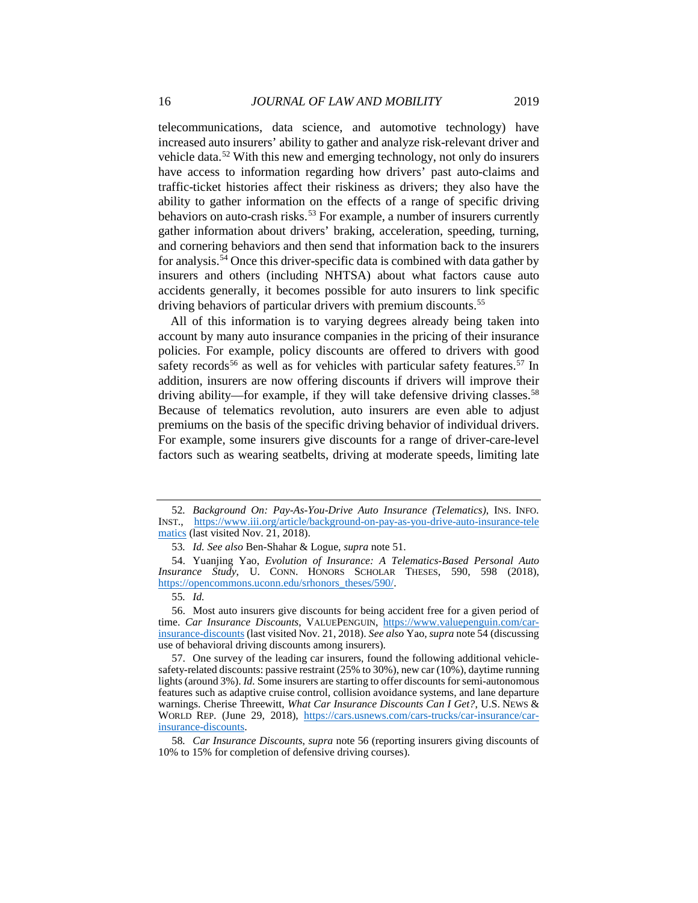telecommunications, data science, and automotive technology) have increased auto insurers' ability to gather and analyze risk-relevant driver and vehicle data.[52] With this new and emerging technology, not only do insurers have access to information regarding how drivers' past auto-claims and traffic-ticket histories affect their riskiness as drivers; they also have the ability to gather information on the effects of a range of specific driving behaviors on auto-crash risks.[53] For example, a number of insurers currently gather information about drivers' braking, acceleration, speeding, turning, and cornering behaviors and then send that information back to the insurers for analysis.[54] Once this driver-specific data is combined with data gather by insurers and others (including NHTSA) about what factors cause auto accidents generally, it becomes possible for auto insurers to link specific driving behaviors of particular drivers with premium discounts.[55]

All of this information is to varying degrees already being taken into account by many auto insurance companies in the pricing of their insurance policies. For example, policy discounts are offered to drivers with good safety records[56] as well as for vehicles with particular safety features.[57] In addition, insurers are now offering discounts if drivers will improve their driving ability—for example, if they will take defensive driving classes.[58] Because of telematics revolution, auto insurers are even able to adjust premiums on the basis of the specific driving behavior of individual drivers. For example, some insurers give discounts for a range of driver-care-level factors such as wearing seatbelts, driving at moderate speeds, limiting late

---

52. *Background On: Pay-As-You-Drive Auto Insurance (Telematics)*, INS. INFO. INST., https://www.iii.org/article/background-on-pay-as-you-drive-auto-insurance-telematics (last visited Nov. 21, 2018).

53. *Id. See also* Ben-Shahar & Logue, *supra* note 51.

54. Yuanjing Yao, *Evolution of Insurance: A Telematics-Based Personal Auto Insurance Study*, U. CONN. HONORS SCHOLAR THESES, 590, 598 (2018), https://opencommons.uconn.edu/srhonors_theses/590/.

55. *Id.*

56. Most auto insurers give discounts for being accident free for a given period of time. *Car Insurance Discounts*, VALUEPENGUIN, https://www.valuepenguin.com/car-insurance-discounts (last visited Nov. 21, 2018). *See also* Yao, *supra* note 54 (discussing use of behavioral driving discounts among insurers).

57. One survey of the leading car insurers, found the following additional vehicle-safety-related discounts: passive restraint (25% to 30%), new car (10%), daytime running lights (around 3%). *Id.* Some insurers are starting to offer discounts for semi-autonomous features such as adaptive cruise control, collision avoidance systems, and lane departure warnings. Cherise Threewitt, *What Car Insurance Discounts Can I Get?*, U.S. NEWS & WORLD REP. (June 29, 2018), https://cars.usnews.com/cars-trucks/car-insurance/car-insurance-discounts.

58. *Car Insurance Discounts*, *supra* note 56 (reporting insurers giving discounts of 10% to 15% for completion of defensive driving courses).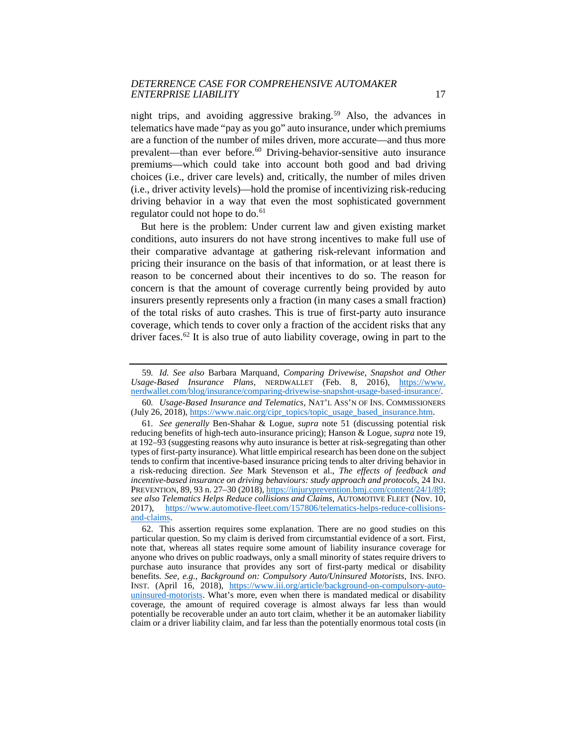night trips, and avoiding aggressive braking.[59] Also, the advances in telematics have made "pay as you go" auto insurance, under which premiums are a function of the number of miles driven, more accurate—and thus more prevalent—than ever before.[60] Driving-behavior-sensitive auto insurance premiums—which could take into account both good and bad driving choices (i.e., driver care levels) and, critically, the number of miles driven (i.e., driver activity levels)—hold the promise of incentivizing risk-reducing driving behavior in a way that even the most sophisticated government regulator could not hope to do.[61]

But here is the problem: Under current law and given existing market conditions, auto insurers do not have strong incentives to make full use of their comparative advantage at gathering risk-relevant information and pricing their insurance on the basis of that information, or at least there is reason to be concerned about their incentives to do so. The reason for concern is that the amount of coverage currently being provided by auto insurers presently represents only a fraction (in many cases a small fraction) of the total risks of auto crashes. This is true of first-party auto insurance coverage, which tends to cover only a fraction of the accident risks that any driver faces.[62] It is also true of auto liability coverage, owing in part to the

---

59. *Id. See also* Barbara Marquand, *Comparing Drivewise, Snapshot and Other Usage-Based Insurance Plans*, NERDWALLET (Feb. 8, 2016), https://www.nerdwallet.com/blog/insurance/comparing-drivewise-snapshot-usage-based-insurance/.

60. *Usage-Based Insurance and Telematics*, NAT'L ASS'N OF INS. COMMISSIONERS (July 26, 2018), https://www.naic.org/cipr_topics/topic_usage_based_insurance.htm.

61. *See generally* Ben-Shahar & Logue, *supra* note 51 (discussing potential risk reducing benefits of high-tech auto-insurance pricing); Hanson & Logue, *supra* note 19, at 192–93 (suggesting reasons why auto insurance is better at risk-segregating than other types of first-party insurance). What little empirical research has been done on the subject tends to confirm that incentive-based insurance pricing tends to alter driving behavior in a risk-reducing direction. *See* Mark Stevenson et al., *The effects of feedback and incentive-based insurance on driving behaviours: study approach and protocols*, 24 INJ. PREVENTION, 89, 93 n. 27–30 (2018), https://injuryprevention.bmj.com/content/24/1/89; *see also Telematics Helps Reduce collisions and Claims*, AUTOMOTIVE FLEET (Nov. 10, 2017), https://www.automotive-fleet.com/157806/telematics-helps-reduce-collisions-and-claims.

62. This assertion requires some explanation. There are no good studies on this particular question. So my claim is derived from circumstantial evidence of a sort. First, note that, whereas all states require some amount of liability insurance coverage for anyone who drives on public roadways, only a small minority of states require drivers to purchase auto insurance that provides any sort of first-party medical or disability benefits. *See, e.g.*, *Background on: Compulsory Auto/Uninsured Motorists*, INS. INFO. INST. (April 16, 2018), https://www.iii.org/article/background-on-compulsory-auto-uninsured-motorists. What's more, even when there is mandated medical or disability coverage, the amount of required coverage is almost always far less than would potentially be recoverable under an auto tort claim, whether it be an automaker liability claim or a driver liability claim, and far less than the potentially enormous total costs (in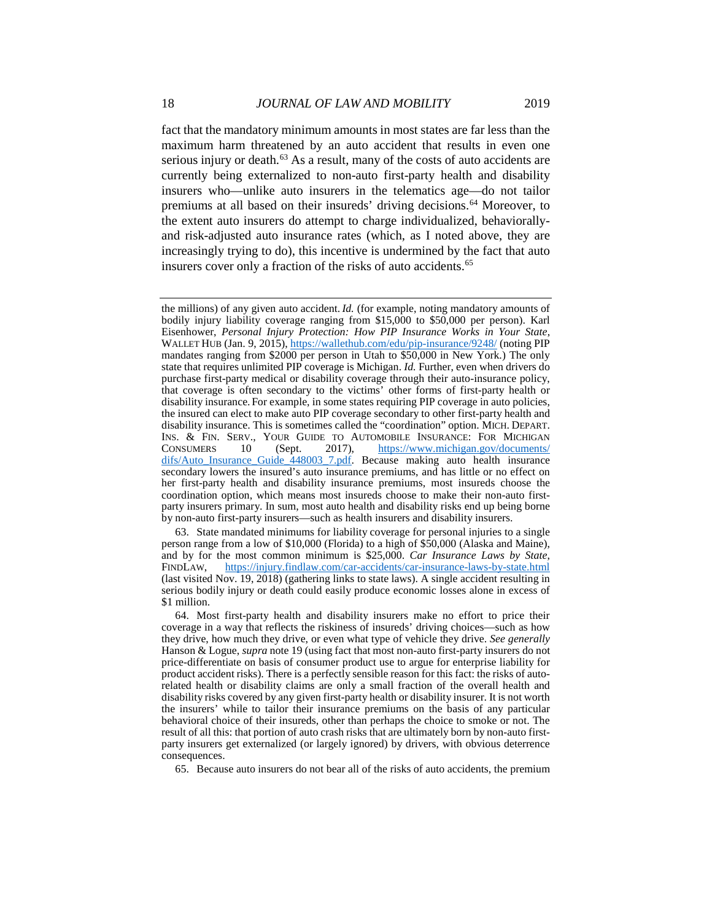fact that the mandatory minimum amounts in most states are far less than the maximum harm threatened by an auto accident that results in even one serious injury or death.[63] As a result, many of the costs of auto accidents are currently being externalized to non-auto first-party health and disability insurers who—unlike auto insurers in the telematics age—do not tailor premiums at all based on their insureds' driving decisions.[64] Moreover, to the extent auto insurers do attempt to charge individualized, behaviorally- and risk-adjusted auto insurance rates (which, as I noted above, they are increasingly trying to do), this incentive is undermined by the fact that auto insurers cover only a fraction of the risks of auto accidents.[65]

---

the millions) of any given auto accident. *Id.* (for example, noting mandatory amounts of bodily injury liability coverage ranging from $15,000 to $50,000 per person). Karl Eisenhower, *Personal Injury Protection: How PIP Insurance Works in Your State*, WALLET HUB (Jan. 9, 2015), https://wallethub.com/edu/pip-insurance/9248/ (noting PIP mandates ranging from $2000 per person in Utah to $50,000 in New York.) The only state that requires unlimited PIP coverage is Michigan. *Id.* Further, even when drivers do purchase first-party medical or disability coverage through their auto-insurance policy, that coverage is often secondary to the victims' other forms of first-party health or disability insurance. For example, in some states requiring PIP coverage in auto policies, the insured can elect to make auto PIP coverage secondary to other first-party health and disability insurance. This is sometimes called the "coordination" option. MICH. DEPART. INS. & FIN. SERV., YOUR GUIDE TO AUTOMOBILE INSURANCE: FOR MICHIGAN CONSUMERS 10 (Sept. 2017), https://www.michigan.gov/documents/difs/Auto_Insurance_Guide_448003_7.pdf. Because making auto health insurance secondary lowers the insured's auto insurance premiums, and has little or no effect on her first-party health and disability insurance premiums, most insureds choose the coordination option, which means most insureds choose to make their non-auto first-party insurers primary. In sum, most auto health and disability risks end up being borne by non-auto first-party insurers—such as health insurers and disability insurers.

63. State mandated minimums for liability coverage for personal injuries to a single person range from a low of $10,000 (Florida) to a high of $50,000 (Alaska and Maine), and by for the most common minimum is $25,000. *Car Insurance Laws by State*, FINDLAW, https://injury.findlaw.com/car-accidents/car-insurance-laws-by-state.html (last visited Nov. 19, 2018) (gathering links to state laws). A single accident resulting in serious bodily injury or death could easily produce economic losses alone in excess of $1 million.

64. Most first-party health and disability insurers make no effort to price their coverage in a way that reflects the riskiness of insureds' driving choices—such as how they drive, how much they drive, or even what type of vehicle they drive. *See generally* Hanson & Logue, *supra* note 19 (using fact that most non-auto first-party insurers do not price-differentiate on basis of consumer product use to argue for enterprise liability for product accident risks). There is a perfectly sensible reason for this fact: the risks of auto-related health or disability claims are only a small fraction of the overall health and disability risks covered by any given first-party health or disability insurer. It is not worth the insurers' while to tailor their insurance premiums on the basis of any particular behavioral choice of their insureds, other than perhaps the choice to smoke or not. The result of all this: that portion of auto crash risks that are ultimately born by non-auto first-party insurers get externalized (or largely ignored) by drivers, with obvious deterrence consequences.

65. Because auto insurers do not bear all of the risks of auto accidents, the premium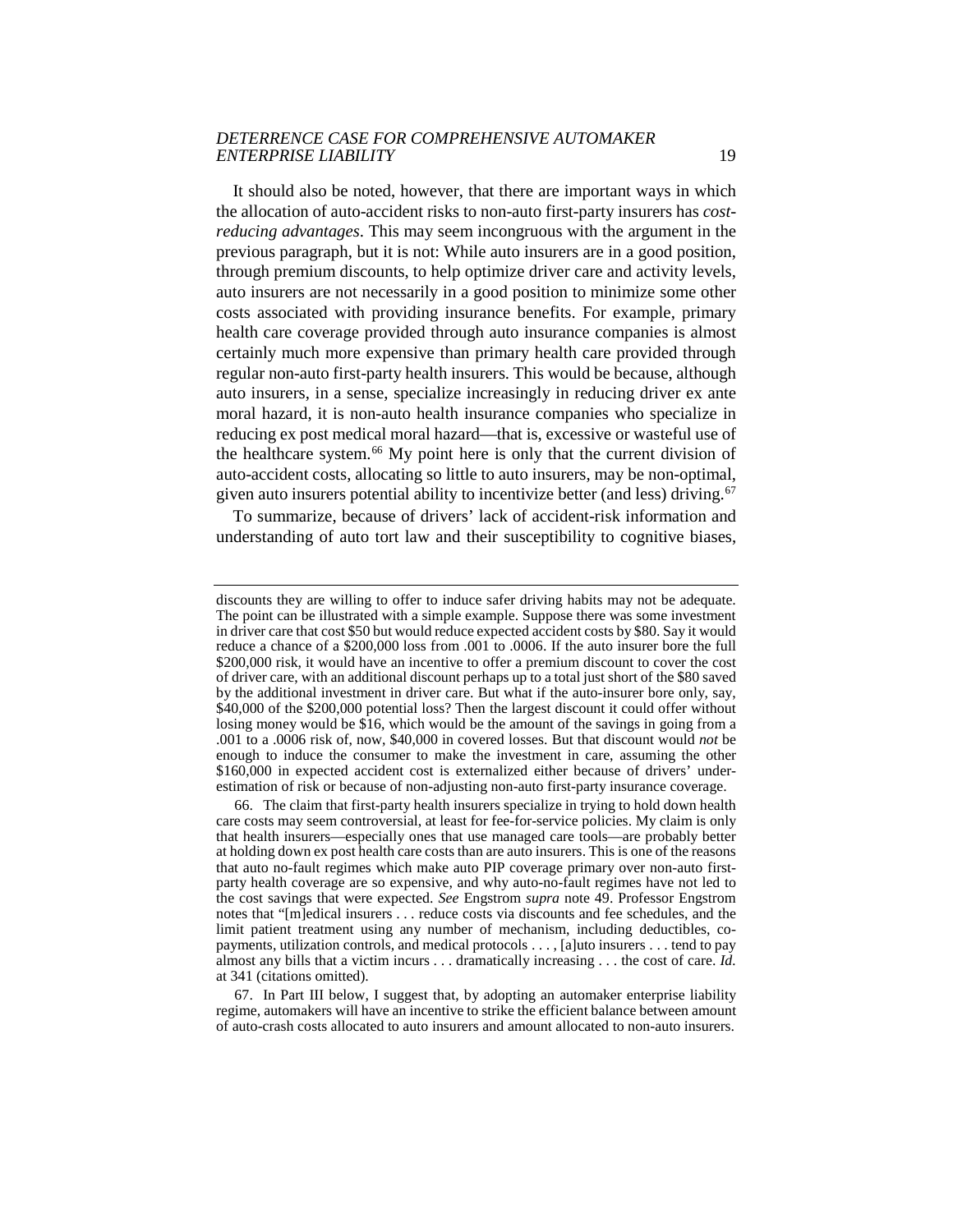It should also be noted, however, that there are important ways in which the allocation of auto-accident risks to non-auto first-party insurers has *cost-reducing advantages*. This may seem incongruous with the argument in the previous paragraph, but it is not: While auto insurers are in a good position, through premium discounts, to help optimize driver care and activity levels, auto insurers are not necessarily in a good position to minimize some other costs associated with providing insurance benefits. For example, primary health care coverage provided through auto insurance companies is almost certainly much more expensive than primary health care provided through regular non-auto first-party health insurers. This would be because, although auto insurers, in a sense, specialize increasingly in reducing driver ex ante moral hazard, it is non-auto health insurance companies who specialize in reducing ex post medical moral hazard—that is, excessive or wasteful use of the healthcare system.[66] My point here is only that the current division of auto-accident costs, allocating so little to auto insurers, may be non-optimal, given auto insurers potential ability to incentivize better (and less) driving.[67]

To summarize, because of drivers' lack of accident-risk information and understanding of auto tort law and their susceptibility to cognitive biases,

---

discounts they are willing to offer to induce safer driving habits may not be adequate. The point can be illustrated with a simple example. Suppose there was some investment in driver care that cost $50 but would reduce expected accident costs by $80. Say it would reduce a chance of a $200,000 loss from .001 to .0006. If the auto insurer bore the full $200,000 risk, it would have an incentive to offer a premium discount to cover the cost of driver care, with an additional discount perhaps up to a total just short of the $80 saved by the additional investment in driver care. But what if the auto-insurer bore only, say, $40,000 of the $200,000 potential loss? Then the largest discount it could offer without losing money would be $16, which would be the amount of the savings in going from a .001 to a .0006 risk of, now, $40,000 in covered losses. But that discount would *not* be enough to induce the consumer to make the investment in care, assuming the other $160,000 in expected accident cost is externalized either because of drivers' under-estimation of risk or because of non-adjusting non-auto first-party insurance coverage.

66. The claim that first-party health insurers specialize in trying to hold down health care costs may seem controversial, at least for fee-for-service policies. My claim is only that health insurers—especially ones that use managed care tools—are probably better at holding down ex post health care costs than are auto insurers. This is one of the reasons that auto no-fault regimes which make auto PIP coverage primary over non-auto first-party health coverage are so expensive, and why auto-no-fault regimes have not led to the cost savings that were expected. *See* Engstrom *supra* note 49. Professor Engstrom notes that "[m]edical insurers . . . reduce costs via discounts and fee schedules, and the limit patient treatment using any number of mechanism, including deductibles, co-payments, utilization controls, and medical protocols . . . , [a]uto insurers . . . tend to pay almost any bills that a victim incurs . . . dramatically increasing . . . the cost of care. *Id.* at 341 (citations omitted).

67. In Part III below, I suggest that, by adopting an automaker enterprise liability regime, automakers will have an incentive to strike the efficient balance between amount of auto-crash costs allocated to auto insurers and amount allocated to non-auto insurers.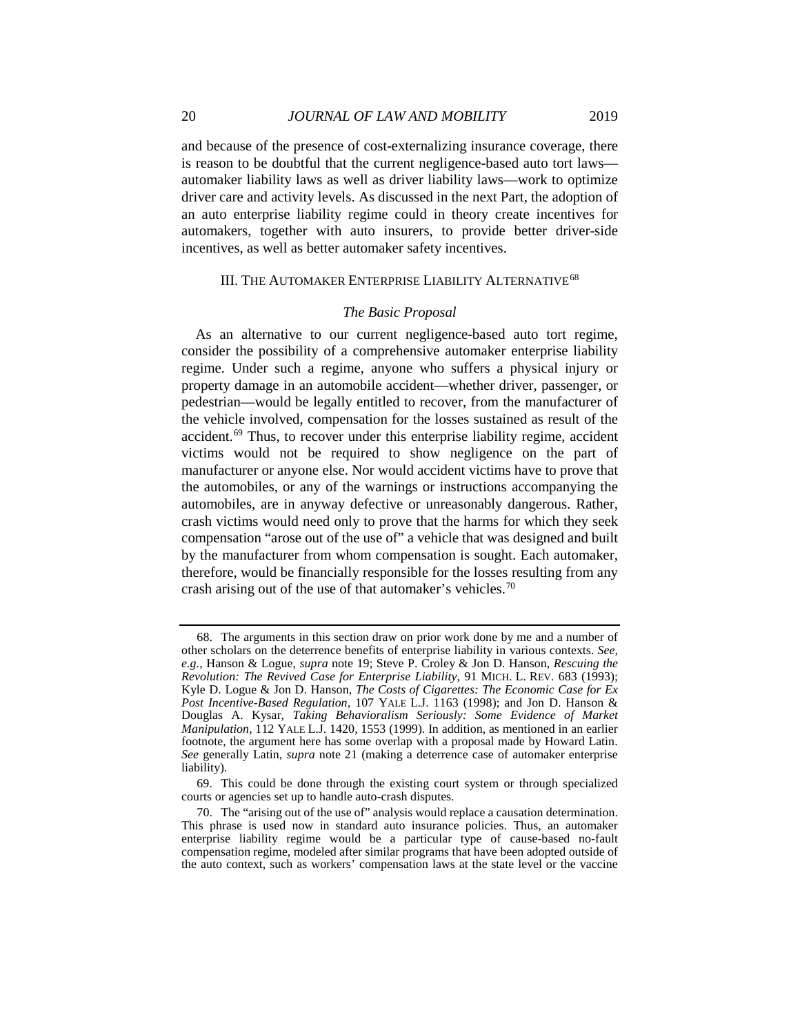and because of the presence of cost-externalizing insurance coverage, there is reason to be doubtful that the current negligence-based auto tort laws—automaker liability laws as well as driver liability laws—work to optimize driver care and activity levels. As discussed in the next Part, the adoption of an auto enterprise liability regime could in theory create incentives for automakers, together with auto insurers, to provide better driver-side incentives, as well as better automaker safety incentives.

## III. THE AUTOMAKER ENTERPRISE LIABILITY ALTERNATIVE[68]

### *The Basic Proposal*

As an alternative to our current negligence-based auto tort regime, consider the possibility of a comprehensive automaker enterprise liability regime. Under such a regime, anyone who suffers a physical injury or property damage in an automobile accident—whether driver, passenger, or pedestrian—would be legally entitled to recover, from the manufacturer of the vehicle involved, compensation for the losses sustained as result of the accident.[69] Thus, to recover under this enterprise liability regime, accident victims would not be required to show negligence on the part of manufacturer or anyone else. Nor would accident victims have to prove that the automobiles, or any of the warnings or instructions accompanying the automobiles, are in anyway defective or unreasonably dangerous. Rather, crash victims would need only to prove that the harms for which they seek compensation "arose out of the use of" a vehicle that was designed and built by the manufacturer from whom compensation is sought. Each automaker, therefore, would be financially responsible for the losses resulting from any crash arising out of the use of that automaker's vehicles.[70]

---

68. The arguments in this section draw on prior work done by me and a number of other scholars on the deterrence benefits of enterprise liability in various contexts. *See, e.g.*, Hanson & Logue, *supra* note 19; Steve P. Croley & Jon D. Hanson, *Rescuing the Revolution: The Revived Case for Enterprise Liability*, 91 MICH. L. REV. 683 (1993); Kyle D. Logue & Jon D. Hanson, *The Costs of Cigarettes: The Economic Case for Ex Post Incentive-Based Regulation*, 107 YALE L.J. 1163 (1998); and Jon D. Hanson & Douglas A. Kysar, *Taking Behavioralism Seriously: Some Evidence of Market Manipulation*, 112 YALE L.J. 1420, 1553 (1999). In addition, as mentioned in an earlier footnote, the argument here has some overlap with a proposal made by Howard Latin. *See* generally Latin, *supra* note 21 (making a deterrence case of automaker enterprise liability).

69. This could be done through the existing court system or through specialized courts or agencies set up to handle auto-crash disputes.

70. The "arising out of the use of" analysis would replace a causation determination. This phrase is used now in standard auto insurance policies. Thus, an automaker enterprise liability regime would be a particular type of cause-based no-fault compensation regime, modeled after similar programs that have been adopted outside of the auto context, such as workers' compensation laws at the state level or the vaccine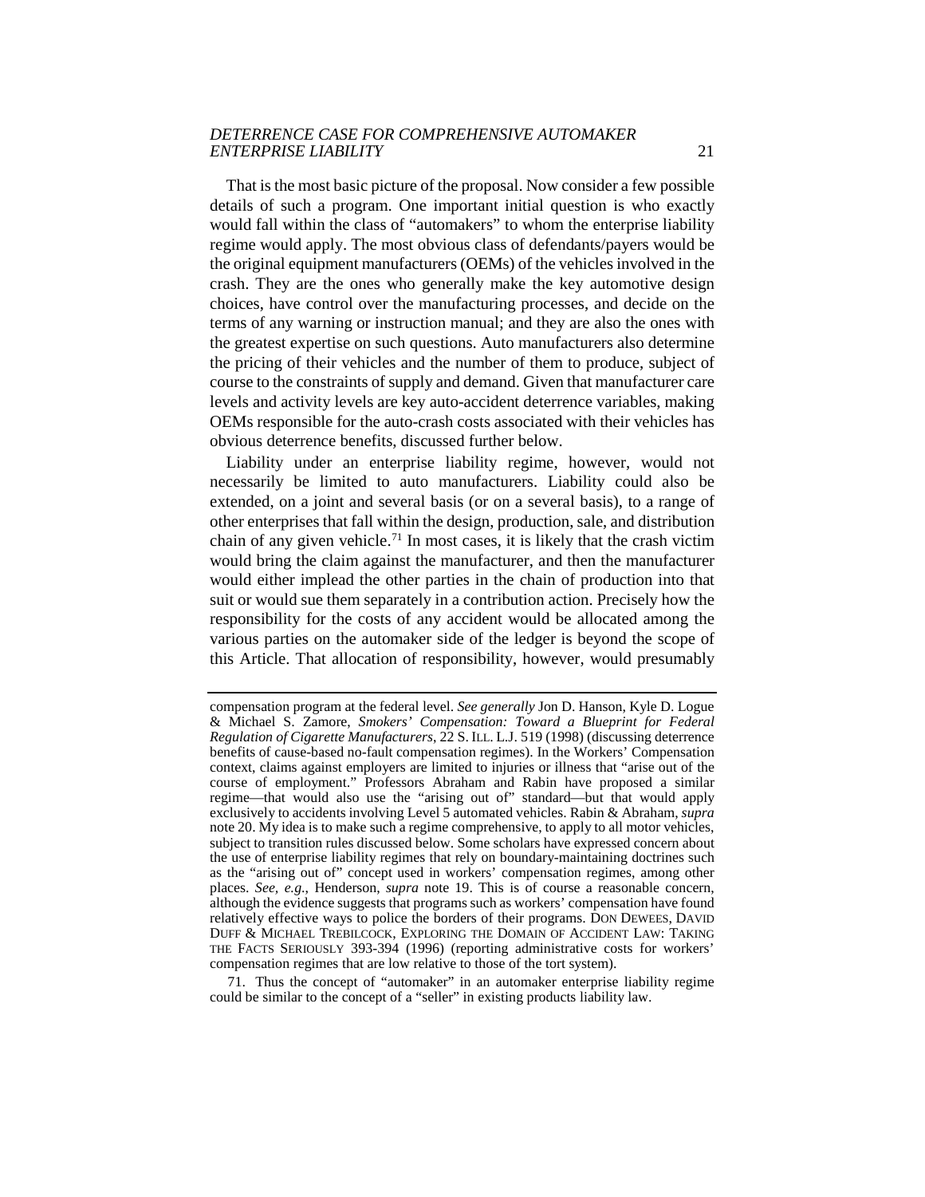That is the most basic picture of the proposal. Now consider a few possible details of such a program. One important initial question is who exactly would fall within the class of "automakers" to whom the enterprise liability regime would apply. The most obvious class of defendants/payers would be the original equipment manufacturers (OEMs) of the vehicles involved in the crash. They are the ones who generally make the key automotive design choices, have control over the manufacturing processes, and decide on the terms of any warning or instruction manual; and they are also the ones with the greatest expertise on such questions. Auto manufacturers also determine the pricing of their vehicles and the number of them to produce, subject of course to the constraints of supply and demand. Given that manufacturer care levels and activity levels are key auto-accident deterrence variables, making OEMs responsible for the auto-crash costs associated with their vehicles has obvious deterrence benefits, discussed further below.

Liability under an enterprise liability regime, however, would not necessarily be limited to auto manufacturers. Liability could also be extended, on a joint and several basis (or on a several basis), to a range of other enterprises that fall within the design, production, sale, and distribution chain of any given vehicle.[71] In most cases, it is likely that the crash victim would bring the claim against the manufacturer, and then the manufacturer would either implead the other parties in the chain of production into that suit or would sue them separately in a contribution action. Precisely how the responsibility for the costs of any accident would be allocated among the various parties on the automaker side of the ledger is beyond the scope of this Article. That allocation of responsibility, however, would presumably

---

compensation program at the federal level. *See generally* Jon D. Hanson, Kyle D. Logue & Michael S. Zamore, *Smokers' Compensation: Toward a Blueprint for Federal Regulation of Cigarette Manufacturers*, 22 S. ILL. L.J. 519 (1998) (discussing deterrence benefits of cause-based no-fault compensation regimes). In the Workers' Compensation context, claims against employers are limited to injuries or illness that "arise out of the course of employment." Professors Abraham and Rabin have proposed a similar regime—that would also use the "arising out of" standard—but that would apply exclusively to accidents involving Level 5 automated vehicles. Rabin & Abraham, *supra* note 20. My idea is to make such a regime comprehensive, to apply to all motor vehicles, subject to transition rules discussed below. Some scholars have expressed concern about the use of enterprise liability regimes that rely on boundary-maintaining doctrines such as the "arising out of" concept used in workers' compensation regimes, among other places. *See, e.g.*, Henderson, *supra* note 19. This is of course a reasonable concern, although the evidence suggests that programs such as workers' compensation have found relatively effective ways to police the borders of their programs. DON DEWEES, DAVID DUFF & MICHAEL TREBILCOCK, EXPLORING THE DOMAIN OF ACCIDENT LAW: TAKING THE FACTS SERIOUSLY 393-394 (1996) (reporting administrative costs for workers' compensation regimes that are low relative to those of the tort system).

71. Thus the concept of "automaker" in an automaker enterprise liability regime could be similar to the concept of a "seller" in existing products liability law.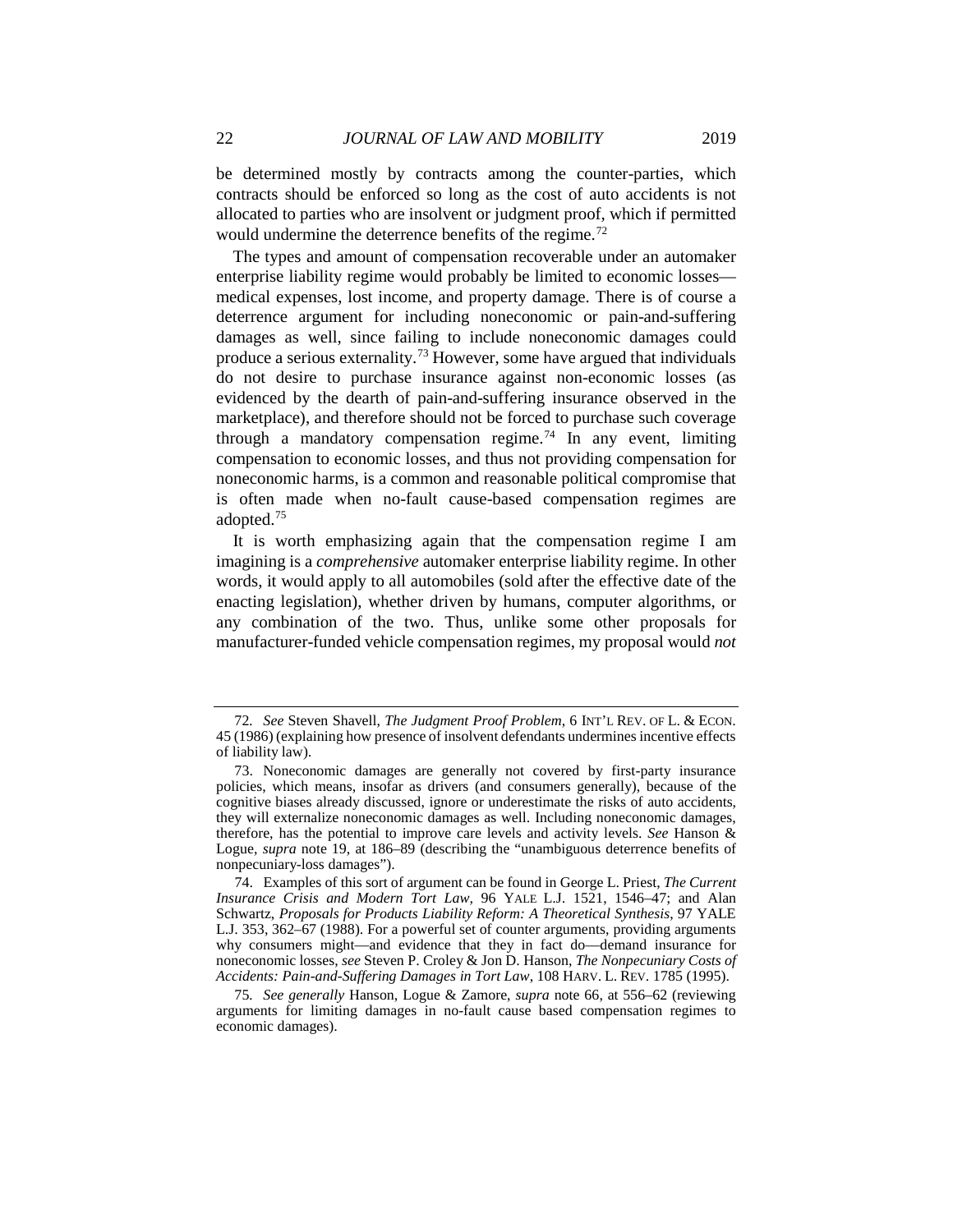be determined mostly by contracts among the counter-parties, which contracts should be enforced so long as the cost of auto accidents is not allocated to parties who are insolvent or judgment proof, which if permitted would undermine the deterrence benefits of the regime.[72]

The types and amount of compensation recoverable under an automaker enterprise liability regime would probably be limited to economic losses—medical expenses, lost income, and property damage. There is of course a deterrence argument for including noneconomic or pain-and-suffering damages as well, since failing to include noneconomic damages could produce a serious externality.[73] However, some have argued that individuals do not desire to purchase insurance against non-economic losses (as evidenced by the dearth of pain-and-suffering insurance observed in the marketplace), and therefore should not be forced to purchase such coverage through a mandatory compensation regime.[74] In any event, limiting compensation to economic losses, and thus not providing compensation for noneconomic harms, is a common and reasonable political compromise that is often made when no-fault cause-based compensation regimes are adopted.[75]

It is worth emphasizing again that the compensation regime I am imagining is a *comprehensive* automaker enterprise liability regime. In other words, it would apply to all automobiles (sold after the effective date of the enacting legislation), whether driven by humans, computer algorithms, or any combination of the two. Thus, unlike some other proposals for manufacturer-funded vehicle compensation regimes, my proposal would *not*

---

72. *See* Steven Shavell, *The Judgment Proof Problem*, 6 INT'L REV. OF L. & ECON. 45 (1986) (explaining how presence of insolvent defendants undermines incentive effects of liability law).

73. Noneconomic damages are generally not covered by first-party insurance policies, which means, insofar as drivers (and consumers generally), because of the cognitive biases already discussed, ignore or underestimate the risks of auto accidents, they will externalize noneconomic damages as well. Including noneconomic damages, therefore, has the potential to improve care levels and activity levels. *See* Hanson & Logue, *supra* note 19, at 186–89 (describing the "unambiguous deterrence benefits of nonpecuniary-loss damages").

74. Examples of this sort of argument can be found in George L. Priest, *The Current Insurance Crisis and Modern Tort Law*, 96 YALE L.J. 1521, 1546–47; and Alan Schwartz, *Proposals for Products Liability Reform: A Theoretical Synthesis*, 97 YALE L.J. 353, 362–67 (1988). For a powerful set of counter arguments, providing arguments why consumers might—and evidence that they in fact do—demand insurance for noneconomic losses, *see* Steven P. Croley & Jon D. Hanson, *The Nonpecuniary Costs of Accidents: Pain-and-Suffering Damages in Tort Law*, 108 HARV. L. REV. 1785 (1995).

75. *See generally* Hanson, Logue & Zamore, *supra* note 66, at 556–62 (reviewing arguments for limiting damages in no-fault cause based compensation regimes to economic damages).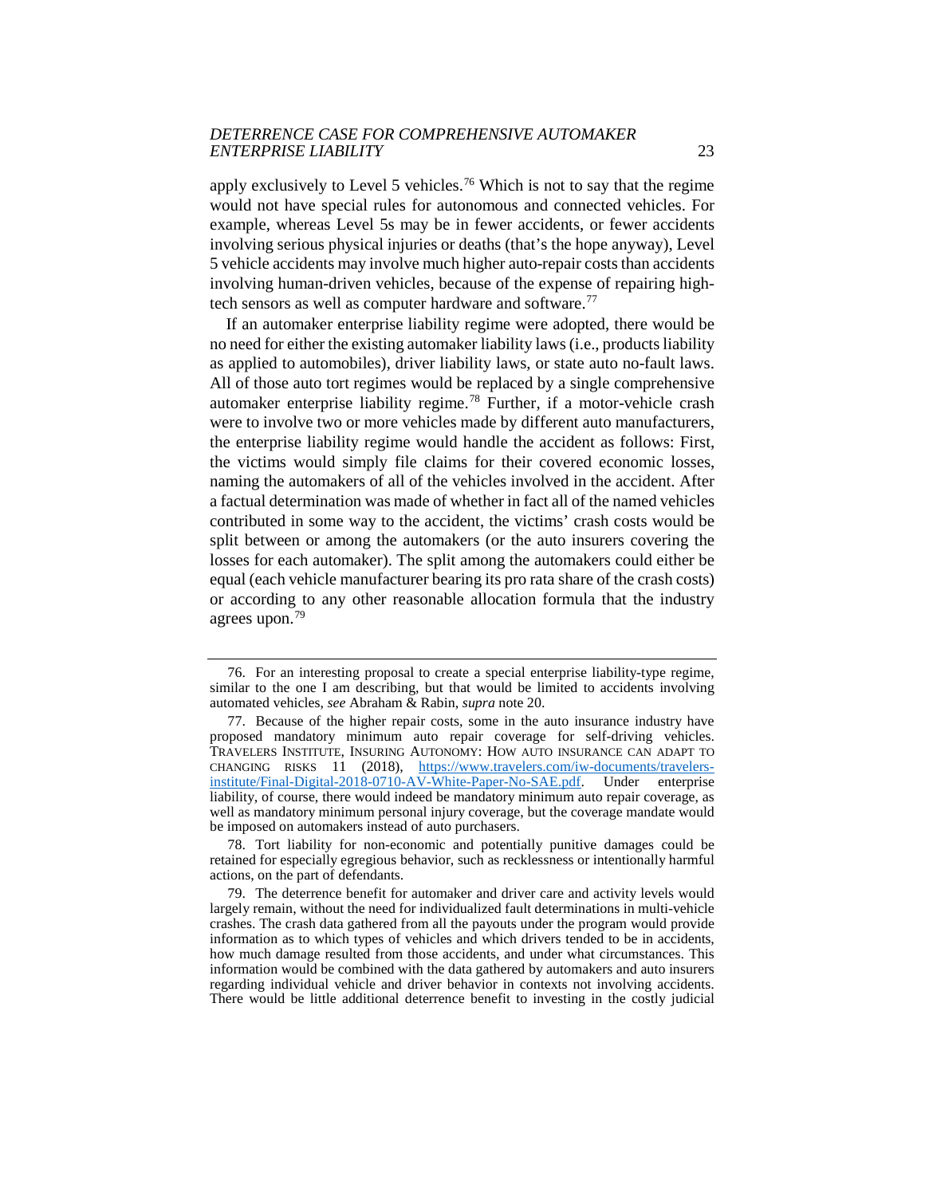apply exclusively to Level 5 vehicles.[76] Which is not to say that the regime would not have special rules for autonomous and connected vehicles. For example, whereas Level 5s may be in fewer accidents, or fewer accidents involving serious physical injuries or deaths (that's the hope anyway), Level 5 vehicle accidents may involve much higher auto-repair costs than accidents involving human-driven vehicles, because of the expense of repairing high-tech sensors as well as computer hardware and software.[77]

If an automaker enterprise liability regime were adopted, there would be no need for either the existing automaker liability laws (i.e., products liability as applied to automobiles), driver liability laws, or state auto no-fault laws. All of those auto tort regimes would be replaced by a single comprehensive automaker enterprise liability regime.[78] Further, if a motor-vehicle crash were to involve two or more vehicles made by different auto manufacturers, the enterprise liability regime would handle the accident as follows: First, the victims would simply file claims for their covered economic losses, naming the automakers of all of the vehicles involved in the accident. After a factual determination was made of whether in fact all of the named vehicles contributed in some way to the accident, the victims' crash costs would be split between or among the automakers (or the auto insurers covering the losses for each automaker). The split among the automakers could either be equal (each vehicle manufacturer bearing its pro rata share of the crash costs) or according to any other reasonable allocation formula that the industry agrees upon.[79]

---

76. For an interesting proposal to create a special enterprise liability-type regime, similar to the one I am describing, but that would be limited to accidents involving automated vehicles, *see* Abraham & Rabin, *supra* note 20.

77. Because of the higher repair costs, some in the auto insurance industry have proposed mandatory minimum auto repair coverage for self-driving vehicles. TRAVELERS INSTITUTE, INSURING AUTONOMY: HOW AUTO INSURANCE CAN ADAPT TO CHANGING RISKS 11 (2018), https://www.travelers.com/iw-documents/travelers-institute/Final-Digital-2018-0710-AV-White-Paper-No-SAE.pdf. Under enterprise liability, of course, there would indeed be mandatory minimum auto repair coverage, as well as mandatory minimum personal injury coverage, but the coverage mandate would be imposed on automakers instead of auto purchasers.

78. Tort liability for non-economic and potentially punitive damages could be retained for especially egregious behavior, such as recklessness or intentionally harmful actions, on the part of defendants.

79. The deterrence benefit for automaker and driver care and activity levels would largely remain, without the need for individualized fault determinations in multi-vehicle crashes. The crash data gathered from all the payouts under the program would provide information as to which types of vehicles and which drivers tended to be in accidents, how much damage resulted from those accidents, and under what circumstances. This information would be combined with the data gathered by automakers and auto insurers regarding individual vehicle and driver behavior in contexts not involving accidents. There would be little additional deterrence benefit to investing in the costly judicial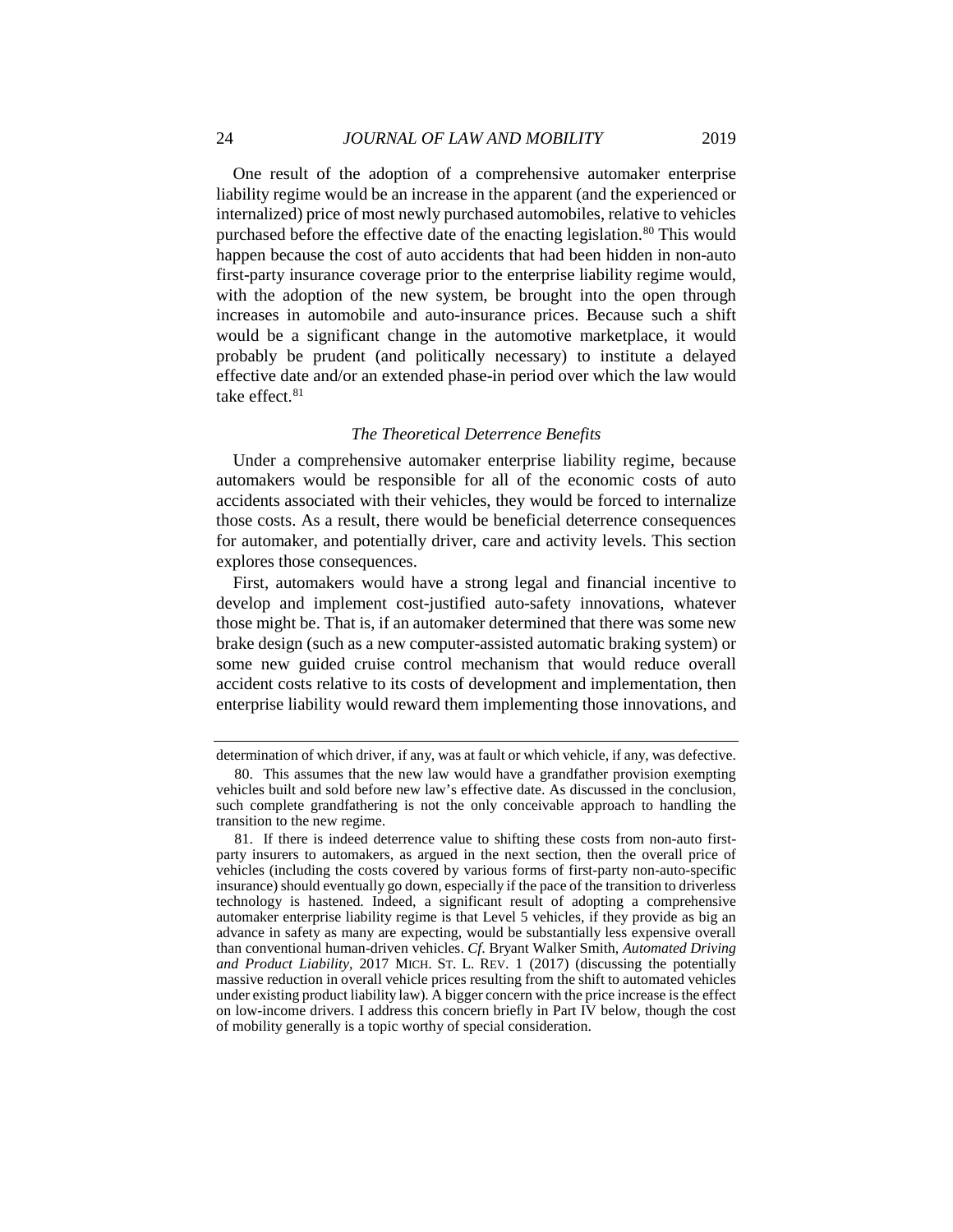One result of the adoption of a comprehensive automaker enterprise liability regime would be an increase in the apparent (and the experienced or internalized) price of most newly purchased automobiles, relative to vehicles purchased before the effective date of the enacting legislation.[80] This would happen because the cost of auto accidents that had been hidden in non-auto first-party insurance coverage prior to the enterprise liability regime would, with the adoption of the new system, be brought into the open through increases in automobile and auto-insurance prices. Because such a shift would be a significant change in the automotive marketplace, it would probably be prudent (and politically necessary) to institute a delayed effective date and/or an extended phase-in period over which the law would take effect.[81]

### *The Theoretical Deterrence Benefits*

Under a comprehensive automaker enterprise liability regime, because automakers would be responsible for all of the economic costs of auto accidents associated with their vehicles, they would be forced to internalize those costs. As a result, there would be beneficial deterrence consequences for automaker, and potentially driver, care and activity levels. This section explores those consequences.

First, automakers would have a strong legal and financial incentive to develop and implement cost-justified auto-safety innovations, whatever those might be. That is, if an automaker determined that there was some new brake design (such as a new computer-assisted automatic braking system) or some new guided cruise control mechanism that would reduce overall accident costs relative to its costs of development and implementation, then enterprise liability would reward them implementing those innovations, and

---

determination of which driver, if any, was at fault or which vehicle, if any, was defective.

80. This assumes that the new law would have a grandfather provision exempting vehicles built and sold before new law's effective date. As discussed in the conclusion, such complete grandfathering is not the only conceivable approach to handling the transition to the new regime.

81. If there is indeed deterrence value to shifting these costs from non-auto first-party insurers to automakers, as argued in the next section, then the overall price of vehicles (including the costs covered by various forms of first-party non-auto-specific insurance) should eventually go down, especially if the pace of the transition to driverless technology is hastened. Indeed, a significant result of adopting a comprehensive automaker enterprise liability regime is that Level 5 vehicles, if they provide as big an advance in safety as many are expecting, would be substantially less expensive overall than conventional human-driven vehicles. *Cf*. Bryant Walker Smith, *Automated Driving and Product Liability*, 2017 MICH. ST. L. REV. 1 (2017) (discussing the potentially massive reduction in overall vehicle prices resulting from the shift to automated vehicles under existing product liability law). A bigger concern with the price increase is the effect on low-income drivers. I address this concern briefly in Part IV below, though the cost of mobility generally is a topic worthy of special consideration.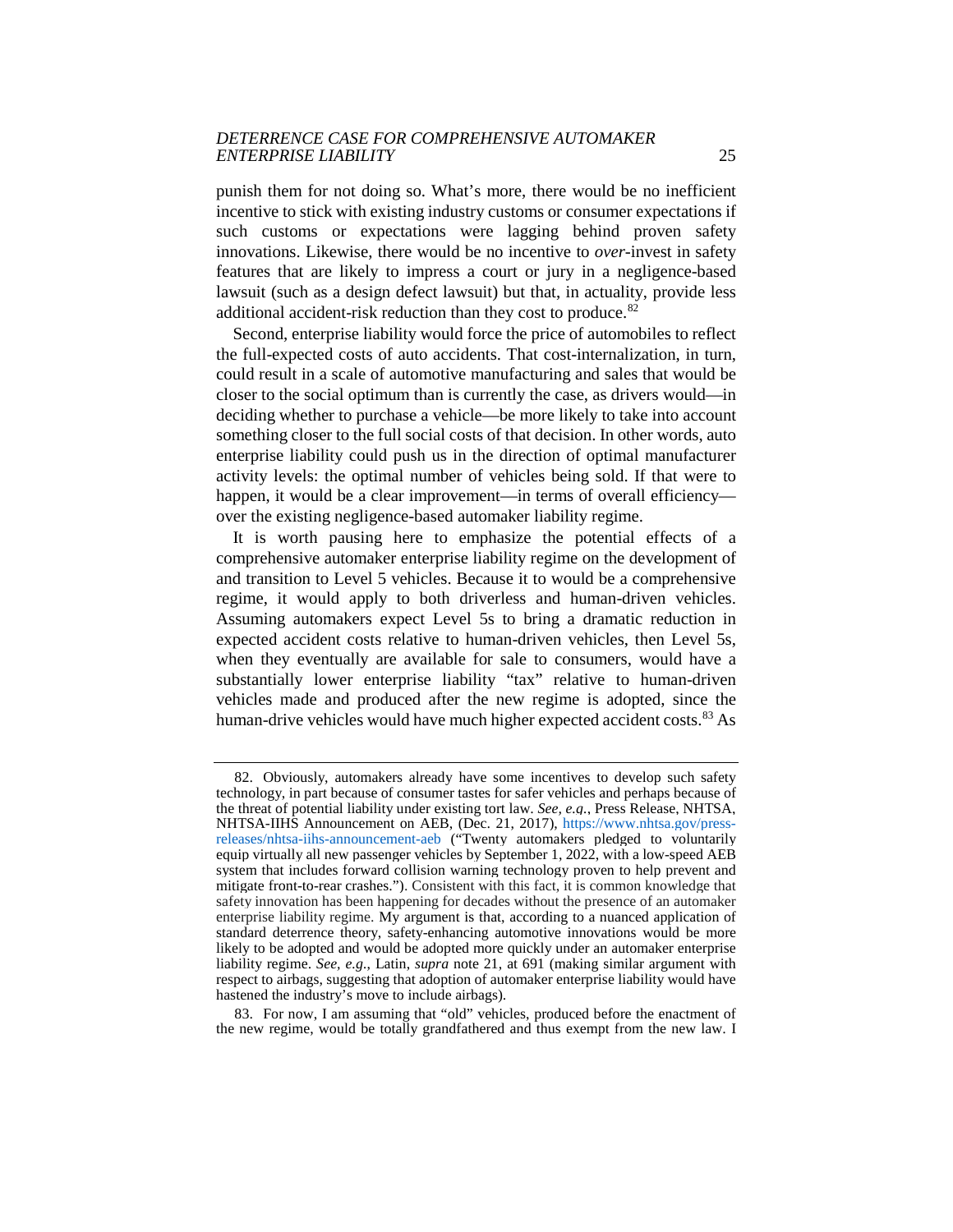punish them for not doing so. What's more, there would be no inefficient incentive to stick with existing industry customs or consumer expectations if such customs or expectations were lagging behind proven safety innovations. Likewise, there would be no incentive to *over*-invest in safety features that are likely to impress a court or jury in a negligence-based lawsuit (such as a design defect lawsuit) but that, in actuality, provide less additional accident-risk reduction than they cost to produce.[82]

Second, enterprise liability would force the price of automobiles to reflect the full-expected costs of auto accidents. That cost-internalization, in turn, could result in a scale of automotive manufacturing and sales that would be closer to the social optimum than is currently the case, as drivers would—in deciding whether to purchase a vehicle—be more likely to take into account something closer to the full social costs of that decision. In other words, auto enterprise liability could push us in the direction of optimal manufacturer activity levels: the optimal number of vehicles being sold. If that were to happen, it would be a clear improvement—in terms of overall efficiency—over the existing negligence-based automaker liability regime.

It is worth pausing here to emphasize the potential effects of a comprehensive automaker enterprise liability regime on the development of and transition to Level 5 vehicles. Because it to would be a comprehensive regime, it would apply to both driverless and human-driven vehicles. Assuming automakers expect Level 5s to bring a dramatic reduction in expected accident costs relative to human-driven vehicles, then Level 5s, when they eventually are available for sale to consumers, would have a substantially lower enterprise liability "tax" relative to human-driven vehicles made and produced after the new regime is adopted, since the human-drive vehicles would have much higher expected accident costs.[83] As

---

82. Obviously, automakers already have some incentives to develop such safety technology, in part because of consumer tastes for safer vehicles and perhaps because of the threat of potential liability under existing tort law. *See, e.g.*, Press Release, NHTSA, NHTSA-IIHS Announcement on AEB, (Dec. 21, 2017), https://www.nhtsa.gov/press-releases/nhtsa-iihs-announcement-aeb ("Twenty automakers pledged to voluntarily equip virtually all new passenger vehicles by September 1, 2022, with a low-speed AEB system that includes forward collision warning technology proven to help prevent and mitigate front-to-rear crashes."). Consistent with this fact, it is common knowledge that safety innovation has been happening for decades without the presence of an automaker enterprise liability regime. My argument is that, according to a nuanced application of standard deterrence theory, safety-enhancing automotive innovations would be more likely to be adopted and would be adopted more quickly under an automaker enterprise liability regime. *See, e.g.*, Latin, *supra* note 21, at 691 (making similar argument with respect to airbags, suggesting that adoption of automaker enterprise liability would have hastened the industry's move to include airbags).

83. For now, I am assuming that "old" vehicles, produced before the enactment of the new regime, would be totally grandfathered and thus exempt from the new law. I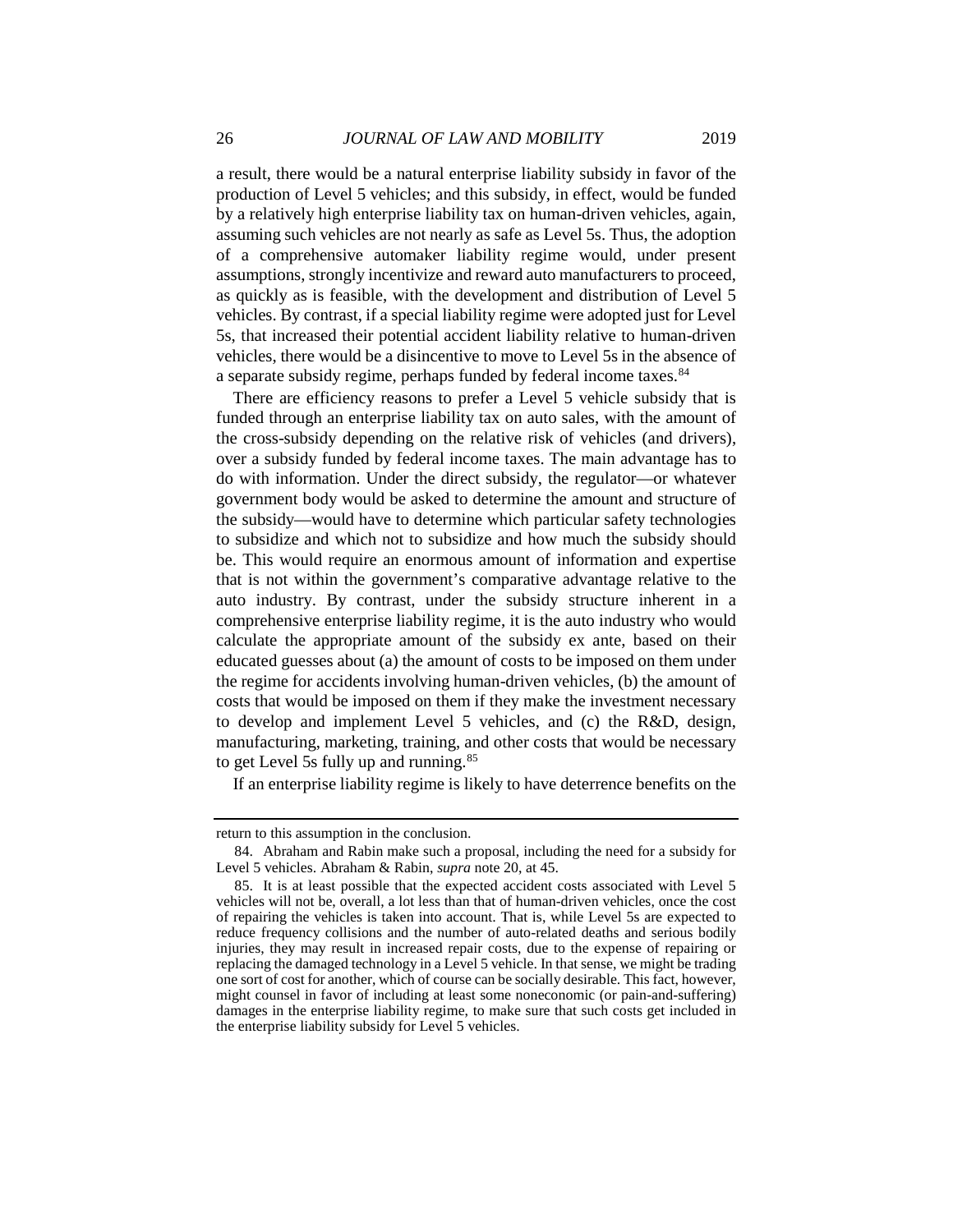a result, there would be a natural enterprise liability subsidy in favor of the production of Level 5 vehicles; and this subsidy, in effect, would be funded by a relatively high enterprise liability tax on human-driven vehicles, again, assuming such vehicles are not nearly as safe as Level 5s. Thus, the adoption of a comprehensive automaker liability regime would, under present assumptions, strongly incentivize and reward auto manufacturers to proceed, as quickly as is feasible, with the development and distribution of Level 5 vehicles. By contrast, if a special liability regime were adopted just for Level 5s, that increased their potential accident liability relative to human-driven vehicles, there would be a disincentive to move to Level 5s in the absence of a separate subsidy regime, perhaps funded by federal income taxes.[84]

There are efficiency reasons to prefer a Level 5 vehicle subsidy that is funded through an enterprise liability tax on auto sales, with the amount of the cross-subsidy depending on the relative risk of vehicles (and drivers), over a subsidy funded by federal income taxes. The main advantage has to do with information. Under the direct subsidy, the regulator—or whatever government body would be asked to determine the amount and structure of the subsidy—would have to determine which particular safety technologies to subsidize and which not to subsidize and how much the subsidy should be. This would require an enormous amount of information and expertise that is not within the government's comparative advantage relative to the auto industry. By contrast, under the subsidy structure inherent in a comprehensive enterprise liability regime, it is the auto industry who would calculate the appropriate amount of the subsidy ex ante, based on their educated guesses about (a) the amount of costs to be imposed on them under the regime for accidents involving human-driven vehicles, (b) the amount of costs that would be imposed on them if they make the investment necessary to develop and implement Level 5 vehicles, and (c) the R&D, design, manufacturing, marketing, training, and other costs that would be necessary to get Level 5s fully up and running.[85]

If an enterprise liability regime is likely to have deterrence benefits on the

---

return to this assumption in the conclusion.

84. Abraham and Rabin make such a proposal, including the need for a subsidy for Level 5 vehicles. Abraham & Rabin, *supra* note 20, at 45.

85. It is at least possible that the expected accident costs associated with Level 5 vehicles will not be, overall, a lot less than that of human-driven vehicles, once the cost of repairing the vehicles is taken into account. That is, while Level 5s are expected to reduce frequency collisions and the number of auto-related deaths and serious bodily injuries, they may result in increased repair costs, due to the expense of repairing or replacing the damaged technology in a Level 5 vehicle. In that sense, we might be trading one sort of cost for another, which of course can be socially desirable. This fact, however, might counsel in favor of including at least some noneconomic (or pain-and-suffering) damages in the enterprise liability regime, to make sure that such costs get included in the enterprise liability subsidy for Level 5 vehicles.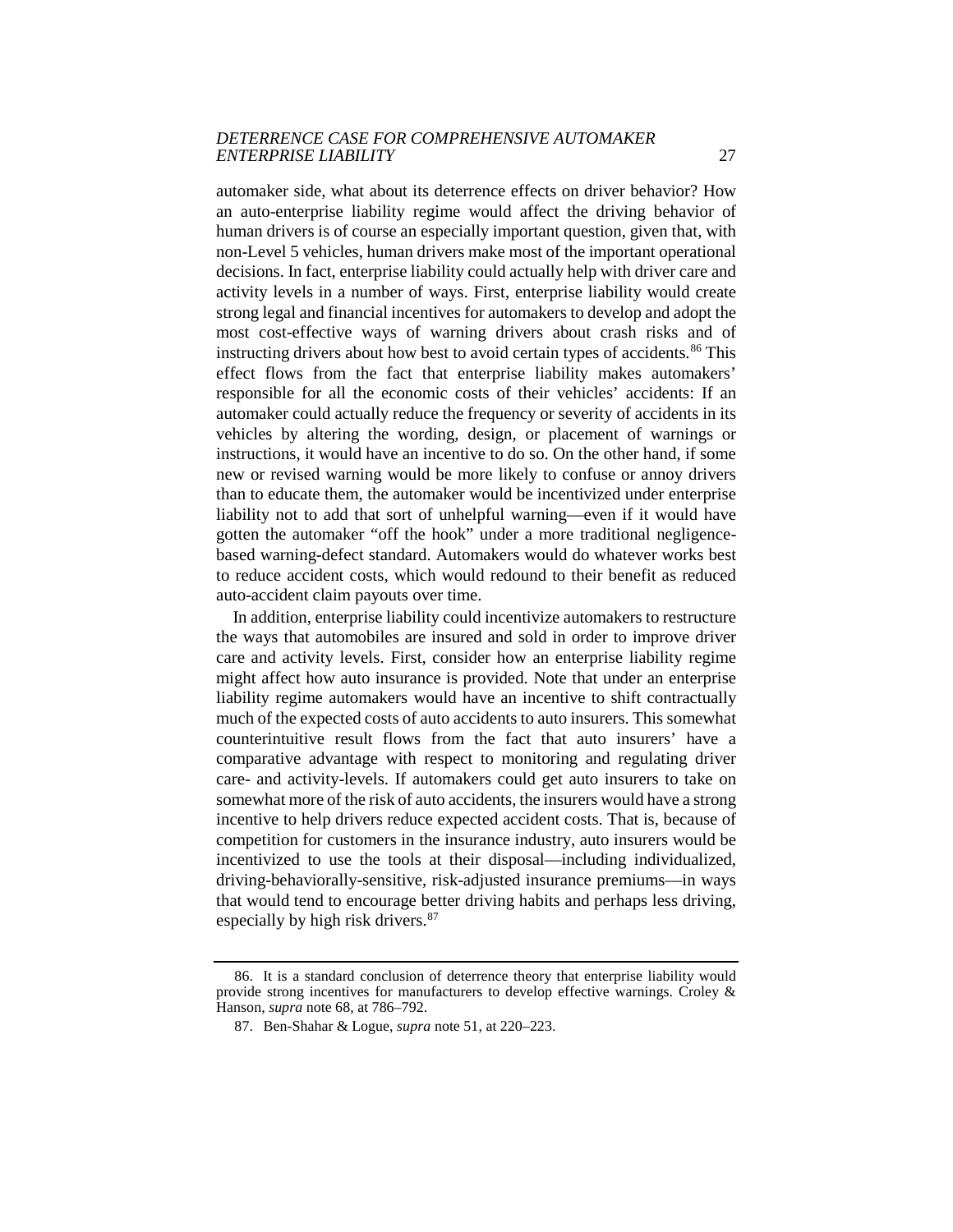automaker side, what about its deterrence effects on driver behavior? How an auto-enterprise liability regime would affect the driving behavior of human drivers is of course an especially important question, given that, with non-Level 5 vehicles, human drivers make most of the important operational decisions. In fact, enterprise liability could actually help with driver care and activity levels in a number of ways. First, enterprise liability would create strong legal and financial incentives for automakers to develop and adopt the most cost-effective ways of warning drivers about crash risks and of instructing drivers about how best to avoid certain types of accidents.[86] This effect flows from the fact that enterprise liability makes automakers' responsible for all the economic costs of their vehicles' accidents: If an automaker could actually reduce the frequency or severity of accidents in its vehicles by altering the wording, design, or placement of warnings or instructions, it would have an incentive to do so. On the other hand, if some new or revised warning would be more likely to confuse or annoy drivers than to educate them, the automaker would be incentivized under enterprise liability not to add that sort of unhelpful warning—even if it would have gotten the automaker "off the hook" under a more traditional negligence-based warning-defect standard. Automakers would do whatever works best to reduce accident costs, which would redound to their benefit as reduced auto-accident claim payouts over time.

In addition, enterprise liability could incentivize automakers to restructure the ways that automobiles are insured and sold in order to improve driver care and activity levels. First, consider how an enterprise liability regime might affect how auto insurance is provided. Note that under an enterprise liability regime automakers would have an incentive to shift contractually much of the expected costs of auto accidents to auto insurers. This somewhat counterintuitive result flows from the fact that auto insurers' have a comparative advantage with respect to monitoring and regulating driver care- and activity-levels. If automakers could get auto insurers to take on somewhat more of the risk of auto accidents, the insurers would have a strong incentive to help drivers reduce expected accident costs. That is, because of competition for customers in the insurance industry, auto insurers would be incentivized to use the tools at their disposal—including individualized, driving-behaviorally-sensitive, risk-adjusted insurance premiums—in ways that would tend to encourage better driving habits and perhaps less driving, especially by high risk drivers.[87]

---

86. It is a standard conclusion of deterrence theory that enterprise liability would provide strong incentives for manufacturers to develop effective warnings. Croley & Hanson, *supra* note 68, at 786–792.

87. Ben-Shahar & Logue, *supra* note 51, at 220–223.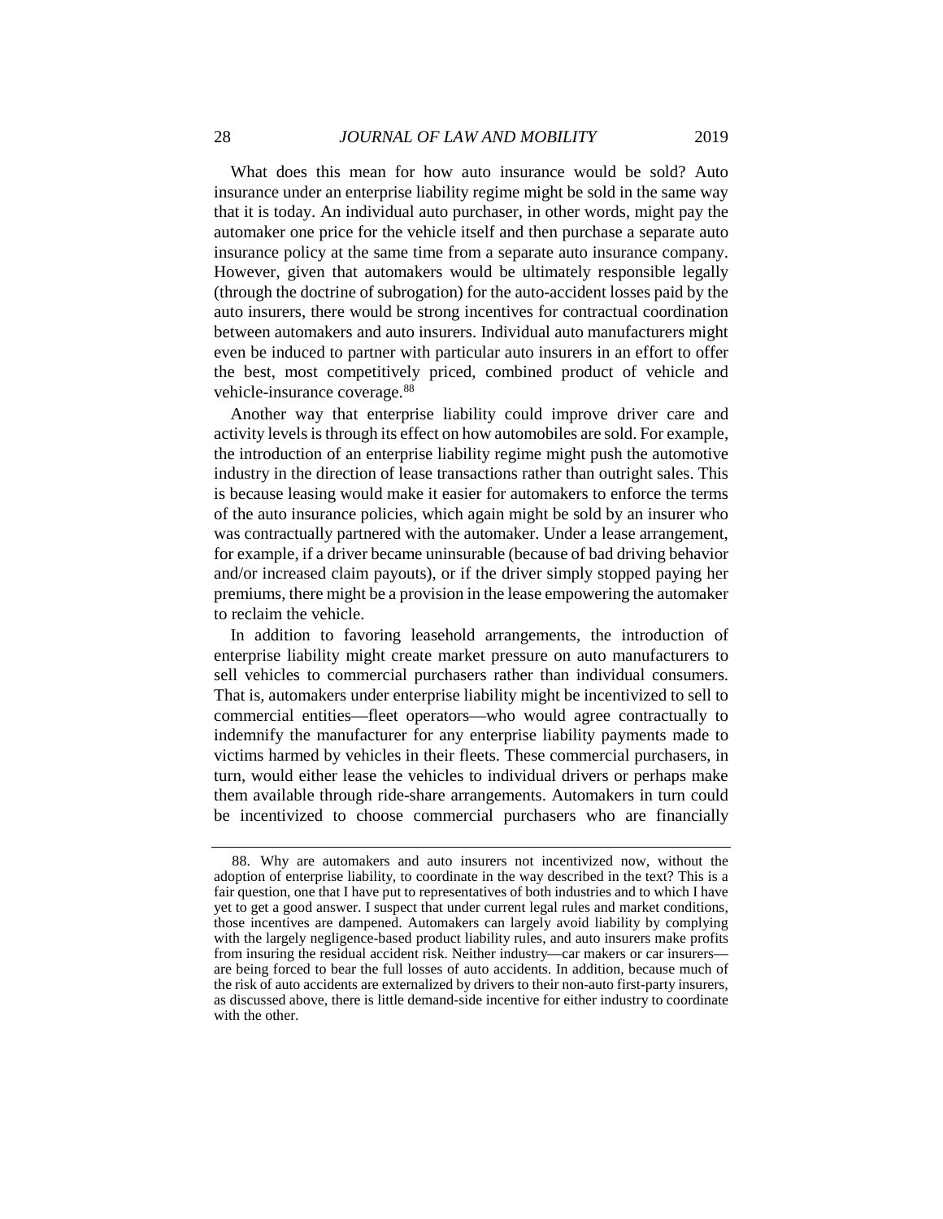What does this mean for how auto insurance would be sold? Auto insurance under an enterprise liability regime might be sold in the same way that it is today. An individual auto purchaser, in other words, might pay the automaker one price for the vehicle itself and then purchase a separate auto insurance policy at the same time from a separate auto insurance company. However, given that automakers would be ultimately responsible legally (through the doctrine of subrogation) for the auto-accident losses paid by the auto insurers, there would be strong incentives for contractual coordination between automakers and auto insurers. Individual auto manufacturers might even be induced to partner with particular auto insurers in an effort to offer the best, most competitively priced, combined product of vehicle and vehicle-insurance coverage.[88]

Another way that enterprise liability could improve driver care and activity levels is through its effect on how automobiles are sold. For example, the introduction of an enterprise liability regime might push the automotive industry in the direction of lease transactions rather than outright sales. This is because leasing would make it easier for automakers to enforce the terms of the auto insurance policies, which again might be sold by an insurer who was contractually partnered with the automaker. Under a lease arrangement, for example, if a driver became uninsurable (because of bad driving behavior and/or increased claim payouts), or if the driver simply stopped paying her premiums, there might be a provision in the lease empowering the automaker to reclaim the vehicle.

In addition to favoring leasehold arrangements, the introduction of enterprise liability might create market pressure on auto manufacturers to sell vehicles to commercial purchasers rather than individual consumers. That is, automakers under enterprise liability might be incentivized to sell to commercial entities—fleet operators—who would agree contractually to indemnify the manufacturer for any enterprise liability payments made to victims harmed by vehicles in their fleets. These commercial purchasers, in turn, would either lease the vehicles to individual drivers or perhaps make them available through ride-share arrangements. Automakers in turn could be incentivized to choose commercial purchasers who are financially

---

88. Why are automakers and auto insurers not incentivized now, without the adoption of enterprise liability, to coordinate in the way described in the text? This is a fair question, one that I have put to representatives of both industries and to which I have yet to get a good answer. I suspect that under current legal rules and market conditions, those incentives are dampened. Automakers can largely avoid liability by complying with the largely negligence-based product liability rules, and auto insurers make profits from insuring the residual accident risk. Neither industry—car makers or car insurers—are being forced to bear the full losses of auto accidents. In addition, because much of the risk of auto accidents are externalized by drivers to their non-auto first-party insurers, as discussed above, there is little demand-side incentive for either industry to coordinate with the other.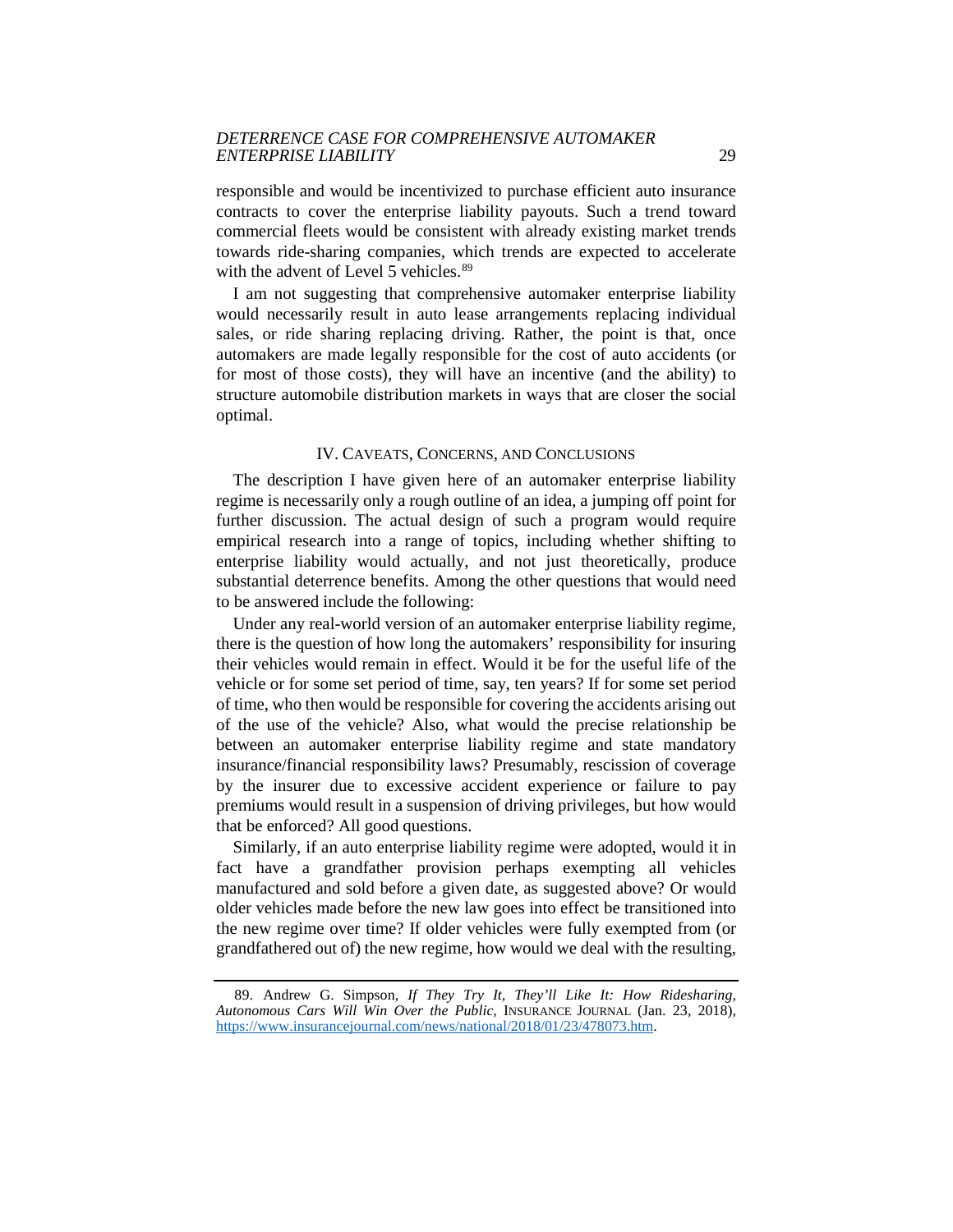responsible and would be incentivized to purchase efficient auto insurance contracts to cover the enterprise liability payouts. Such a trend toward commercial fleets would be consistent with already existing market trends towards ride-sharing companies, which trends are expected to accelerate with the advent of Level 5 vehicles.[89]

I am not suggesting that comprehensive automaker enterprise liability would necessarily result in auto lease arrangements replacing individual sales, or ride sharing replacing driving. Rather, the point is that, once automakers are made legally responsible for the cost of auto accidents (or for most of those costs), they will have an incentive (and the ability) to structure automobile distribution markets in ways that are closer the social optimal.

## IV. Caveats, Concerns, and Conclusions

The description I have given here of an automaker enterprise liability regime is necessarily only a rough outline of an idea, a jumping off point for further discussion. The actual design of such a program would require empirical research into a range of topics, including whether shifting to enterprise liability would actually, and not just theoretically, produce substantial deterrence benefits. Among the other questions that would need to be answered include the following:

Under any real-world version of an automaker enterprise liability regime, there is the question of how long the automakers' responsibility for insuring their vehicles would remain in effect. Would it be for the useful life of the vehicle or for some set period of time, say, ten years? If for some set period of time, who then would be responsible for covering the accidents arising out of the use of the vehicle? Also, what would the precise relationship be between an automaker enterprise liability regime and state mandatory insurance/financial responsibility laws? Presumably, rescission of coverage by the insurer due to excessive accident experience or failure to pay premiums would result in a suspension of driving privileges, but how would that be enforced? All good questions.

Similarly, if an auto enterprise liability regime were adopted, would it in fact have a grandfather provision perhaps exempting all vehicles manufactured and sold before a given date, as suggested above? Or would older vehicles made before the new law goes into effect be transitioned into the new regime over time? If older vehicles were fully exempted from (or grandfathered out of) the new regime, how would we deal with the resulting,

---

89. Andrew G. Simpson, *If They Try It, They'll Like It: How Ridesharing, Autonomous Cars Will Win Over the Public*, INSURANCE JOURNAL (Jan. 23, 2018), https://www.insurancejournal.com/news/national/2018/01/23/478073.htm.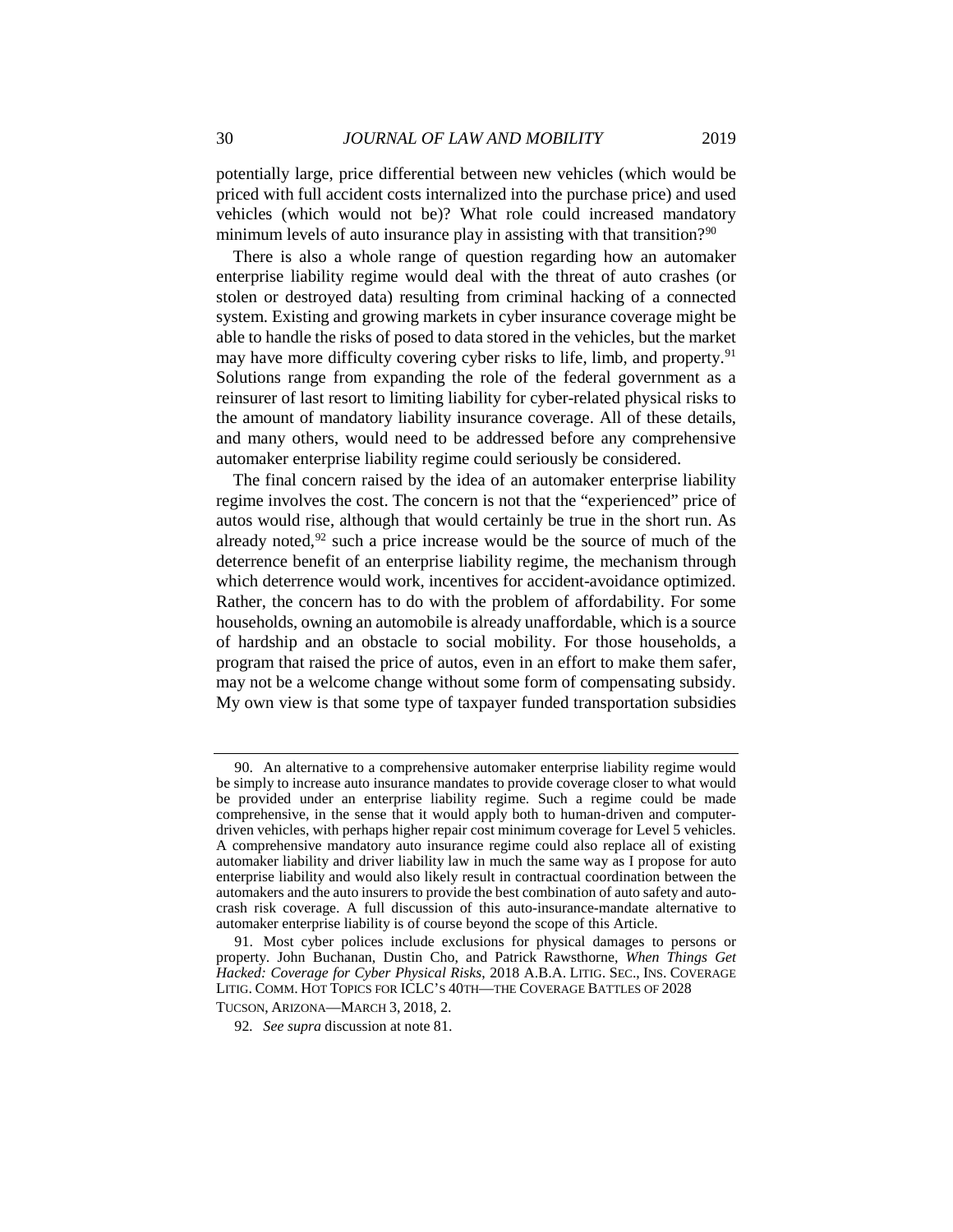potentially large, price differential between new vehicles (which would be priced with full accident costs internalized into the purchase price) and used vehicles (which would not be)? What role could increased mandatory minimum levels of auto insurance play in assisting with that transition?[90]

There is also a whole range of question regarding how an automaker enterprise liability regime would deal with the threat of auto crashes (or stolen or destroyed data) resulting from criminal hacking of a connected system. Existing and growing markets in cyber insurance coverage might be able to handle the risks of posed to data stored in the vehicles, but the market may have more difficulty covering cyber risks to life, limb, and property.[91] Solutions range from expanding the role of the federal government as a reinsurer of last resort to limiting liability for cyber-related physical risks to the amount of mandatory liability insurance coverage. All of these details, and many others, would need to be addressed before any comprehensive automaker enterprise liability regime could seriously be considered.

The final concern raised by the idea of an automaker enterprise liability regime involves the cost. The concern is not that the "experienced" price of autos would rise, although that would certainly be true in the short run. As already noted,[92] such a price increase would be the source of much of the deterrence benefit of an enterprise liability regime, the mechanism through which deterrence would work, incentives for accident-avoidance optimized. Rather, the concern has to do with the problem of affordability. For some households, owning an automobile is already unaffordable, which is a source of hardship and an obstacle to social mobility. For those households, a program that raised the price of autos, even in an effort to make them safer, may not be a welcome change without some form of compensating subsidy. My own view is that some type of taxpayer funded transportation subsidies

---

90. An alternative to a comprehensive automaker enterprise liability regime would be simply to increase auto insurance mandates to provide coverage closer to what would be provided under an enterprise liability regime. Such a regime could be made comprehensive, in the sense that it would apply both to human-driven and computer-driven vehicles, with perhaps higher repair cost minimum coverage for Level 5 vehicles. A comprehensive mandatory auto insurance regime could also replace all of existing automaker liability and driver liability law in much the same way as I propose for auto enterprise liability and would also likely result in contractual coordination between the automakers and the auto insurers to provide the best combination of auto safety and auto-crash risk coverage. A full discussion of this auto-insurance-mandate alternative to automaker enterprise liability is of course beyond the scope of this Article.

91. Most cyber polices include exclusions for physical damages to persons or property. John Buchanan, Dustin Cho, and Patrick Rawsthorne, *When Things Get Hacked: Coverage for Cyber Physical Risks*, 2018 A.B.A. LITIG. SEC., INS. COVERAGE LITIG. COMM. HOT TOPICS FOR ICLC'S 40TH—THE COVERAGE BATTLES OF 2028 TUCSON, ARIZONA—MARCH 3, 2018, 2.

92. *See supra* discussion at note 81.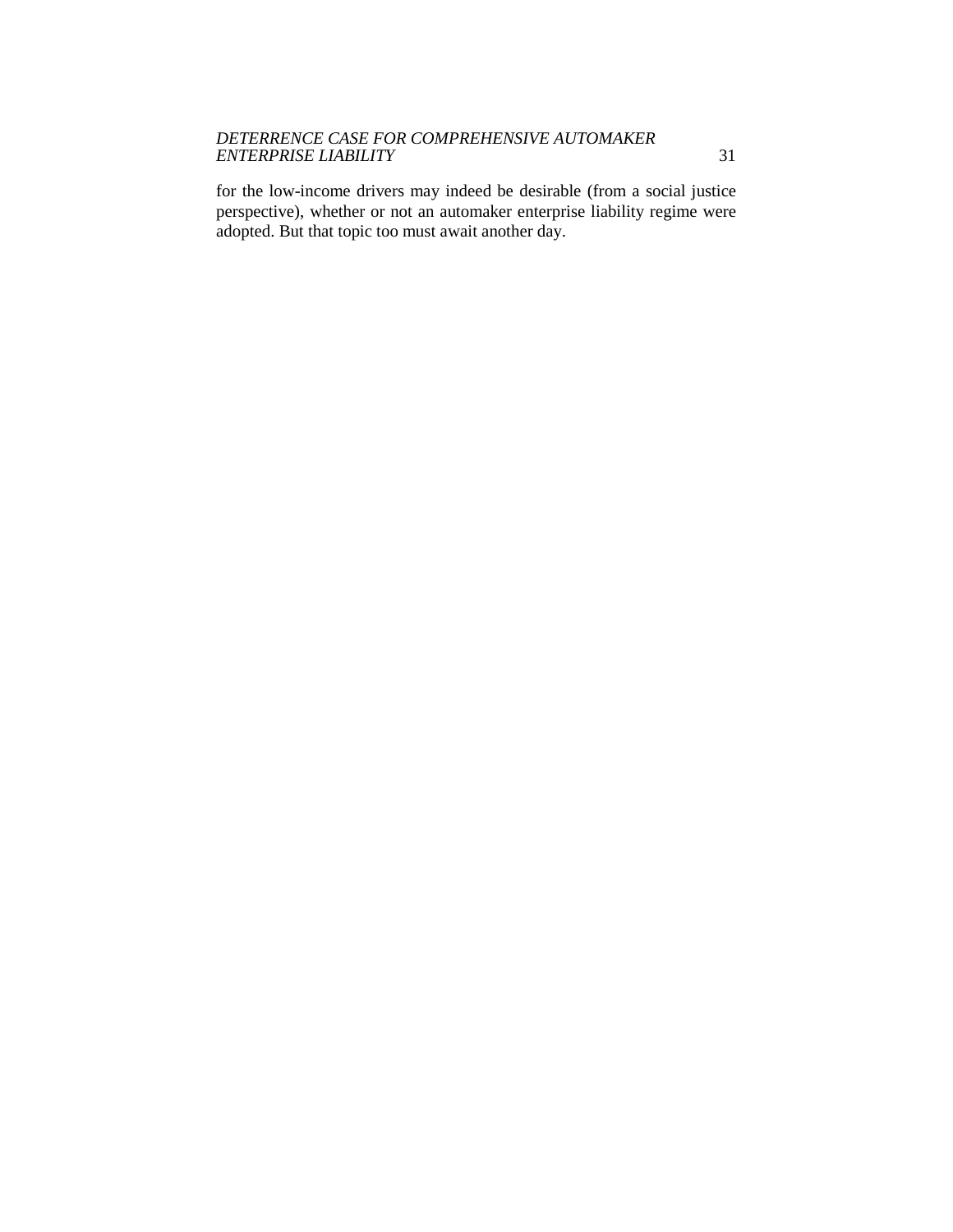for the low-income drivers may indeed be desirable (from a social justice perspective), whether or not an automaker enterprise liability regime were adopted. But that topic too must await another day.